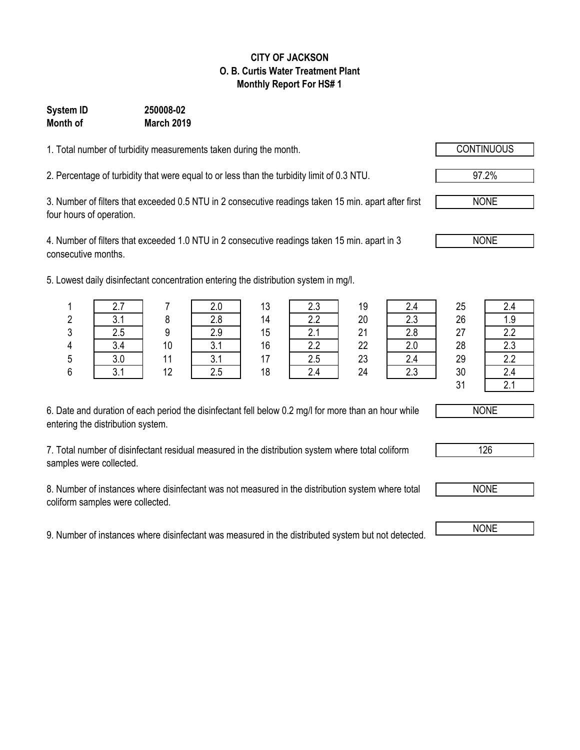**CITY OF JACKSON**
**O. B. Curtis Water Treatment Plant**
**Monthly Report For HS# 1**

**System ID** **250008-02**
**Month of** **March 2019**

1. Total number of turbidity measurements taken during the month. CONTINUOUS

2. Percentage of turbidity that were equal to or less than the turbidity limit of 0.3 NTU. 97.2%

3. Number of filters that exceeded 0.5 NTU in 2 consecutive readings taken 15 min. apart after first four hours of operation. NONE

4. Number of filters that exceeded 1.0 NTU in 2 consecutive readings taken 15 min. apart in 3 consecutive months. NONE

5. Lowest daily disinfectant concentration entering the distribution system in mg/l.

| | | | | | | | | | |
|---|---|---|---|---|---|---|---|---|---|
| 1 | 2.7 | 7 | 2.0 | 13 | 2.3 | 19 | 2.4 | 25 | 2.4 |
| 2 | 3.1 | 8 | 2.8 | 14 | 2.2 | 20 | 2.3 | 26 | 1.9 |
| 3 | 2.5 | 9 | 2.9 | 15 | 2.1 | 21 | 2.8 | 27 | 2.2 |
| 4 | 3.4 | 10 | 3.1 | 16 | 2.2 | 22 | 2.0 | 28 | 2.3 |
| 5 | 3.0 | 11 | 3.1 | 17 | 2.5 | 23 | 2.4 | 29 | 2.2 |
| 6 | 3.1 | 12 | 2.5 | 18 | 2.4 | 24 | 2.3 | 30 | 2.4 |
| | | | | | | | | 31 | 2.1 |

6. Date and duration of each period the disinfectant fell below 0.2 mg/l for more than an hour while entering the distribution system. NONE

7. Total number of disinfectant residual measured in the distribution system where total coliform samples were collected. 126

8. Number of instances where disinfectant was not measured in the distribution system where total coliform samples were collected. NONE

9. Number of instances where disinfectant was measured in the distributed system but not detected. NONE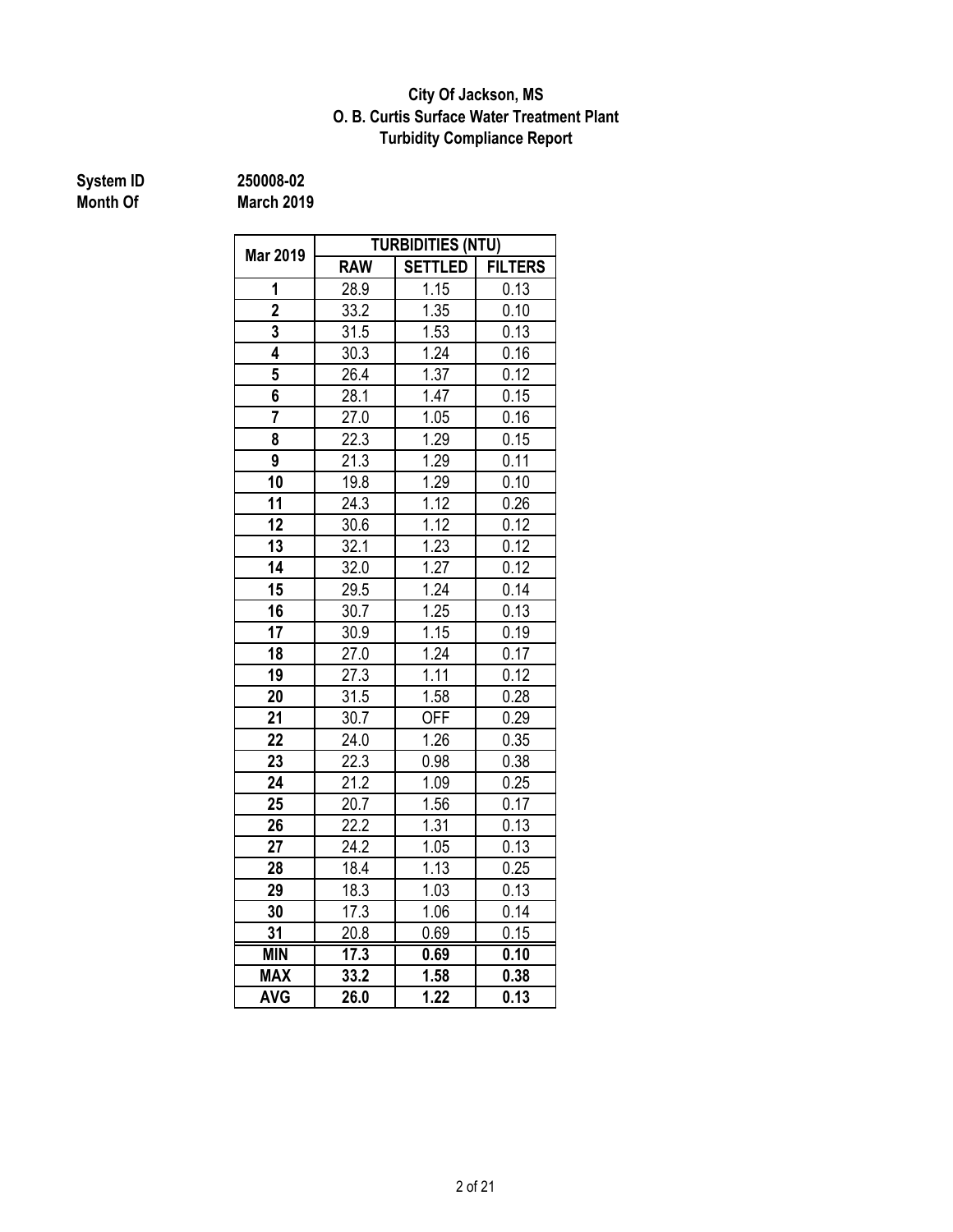**City Of Jackson, MS**
**O. B. Curtis Surface Water Treatment Plant**
**Turbidity Compliance Report**

**System ID** 250008-02
**Month Of** March 2019

| Mar 2019 | TURBIDITIES (NTU) | | |
|---|---|---|---|
| | RAW | SETTLED | FILTERS |
| 1 | 28.9 | 1.15 | 0.13 |
| 2 | 33.2 | 1.35 | 0.10 |
| 3 | 31.5 | 1.53 | 0.13 |
| 4 | 30.3 | 1.24 | 0.16 |
| 5 | 26.4 | 1.37 | 0.12 |
| 6 | 28.1 | 1.47 | 0.15 |
| 7 | 27.0 | 1.05 | 0.16 |
| 8 | 22.3 | 1.29 | 0.15 |
| 9 | 21.3 | 1.29 | 0.11 |
| 10 | 19.8 | 1.29 | 0.10 |
| 11 | 24.3 | 1.12 | 0.26 |
| 12 | 30.6 | 1.12 | 0.12 |
| 13 | 32.1 | 1.23 | 0.12 |
| 14 | 32.0 | 1.27 | 0.12 |
| 15 | 29.5 | 1.24 | 0.14 |
| 16 | 30.7 | 1.25 | 0.13 |
| 17 | 30.9 | 1.15 | 0.19 |
| 18 | 27.0 | 1.24 | 0.17 |
| 19 | 27.3 | 1.11 | 0.12 |
| 20 | 31.5 | 1.58 | 0.28 |
| 21 | 30.7 | OFF | 0.29 |
| 22 | 24.0 | 1.26 | 0.35 |
| 23 | 22.3 | 0.98 | 0.38 |
| 24 | 21.2 | 1.09 | 0.25 |
| 25 | 20.7 | 1.56 | 0.17 |
| 26 | 22.2 | 1.31 | 0.13 |
| 27 | 24.2 | 1.05 | 0.13 |
| 28 | 18.4 | 1.13 | 0.25 |
| 29 | 18.3 | 1.03 | 0.13 |
| 30 | 17.3 | 1.06 | 0.14 |
| 31 | 20.8 | 0.69 | 0.15 |
| **MIN** | **17.3** | **0.69** | **0.10** |
| **MAX** | **33.2** | **1.58** | **0.38** |
| **AVG** | **26.0** | **1.22** | **0.13** |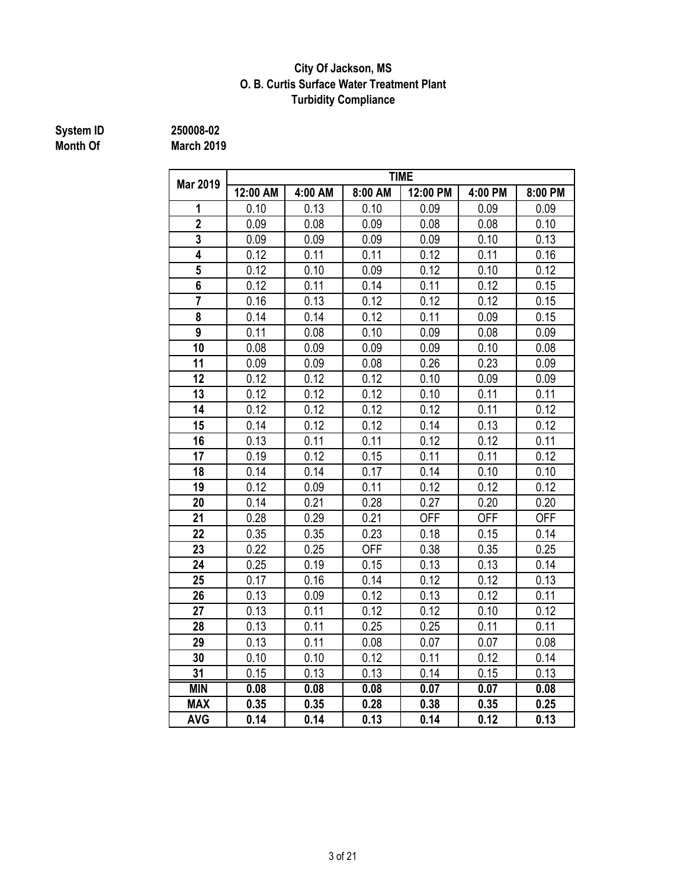**City Of Jackson, MS**
**O. B. Curtis Surface Water Treatment Plant**
**Turbidity Compliance**

**System ID** 250008-02
**Month Of** March 2019

| Mar 2019 | TIME | | | | | |
|---|---|---|---|---|---|---|
| | 12:00 AM | 4:00 AM | 8:00 AM | 12:00 PM | 4:00 PM | 8:00 PM |
| 1 | 0.10 | 0.13 | 0.10 | 0.09 | 0.09 | 0.09 |
| 2 | 0.09 | 0.08 | 0.09 | 0.08 | 0.08 | 0.10 |
| 3 | 0.09 | 0.09 | 0.09 | 0.09 | 0.10 | 0.13 |
| 4 | 0.12 | 0.11 | 0.11 | 0.12 | 0.11 | 0.16 |
| 5 | 0.12 | 0.10 | 0.09 | 0.12 | 0.10 | 0.12 |
| 6 | 0.12 | 0.11 | 0.14 | 0.11 | 0.12 | 0.15 |
| 7 | 0.16 | 0.13 | 0.12 | 0.12 | 0.12 | 0.15 |
| 8 | 0.14 | 0.14 | 0.12 | 0.11 | 0.09 | 0.15 |
| 9 | 0.11 | 0.08 | 0.10 | 0.09 | 0.08 | 0.09 |
| 10 | 0.08 | 0.09 | 0.09 | 0.09 | 0.10 | 0.08 |
| 11 | 0.09 | 0.09 | 0.08 | 0.26 | 0.23 | 0.09 |
| 12 | 0.12 | 0.12 | 0.12 | 0.10 | 0.09 | 0.09 |
| 13 | 0.12 | 0.12 | 0.12 | 0.10 | 0.11 | 0.11 |
| 14 | 0.12 | 0.12 | 0.12 | 0.12 | 0.11 | 0.12 |
| 15 | 0.14 | 0.12 | 0.12 | 0.14 | 0.13 | 0.12 |
| 16 | 0.13 | 0.11 | 0.11 | 0.12 | 0.12 | 0.11 |
| 17 | 0.19 | 0.12 | 0.15 | 0.11 | 0.11 | 0.12 |
| 18 | 0.14 | 0.14 | 0.17 | 0.14 | 0.10 | 0.10 |
| 19 | 0.12 | 0.09 | 0.11 | 0.12 | 0.12 | 0.12 |
| 20 | 0.14 | 0.21 | 0.28 | 0.27 | 0.20 | 0.20 |
| 21 | 0.28 | 0.29 | 0.21 | OFF | OFF | OFF |
| 22 | 0.35 | 0.35 | 0.23 | 0.18 | 0.15 | 0.14 |
| 23 | 0.22 | 0.25 | OFF | 0.38 | 0.35 | 0.25 |
| 24 | 0.25 | 0.19 | 0.15 | 0.13 | 0.13 | 0.14 |
| 25 | 0.17 | 0.16 | 0.14 | 0.12 | 0.12 | 0.13 |
| 26 | 0.13 | 0.09 | 0.12 | 0.13 | 0.12 | 0.11 |
| 27 | 0.13 | 0.11 | 0.12 | 0.12 | 0.10 | 0.12 |
| 28 | 0.13 | 0.11 | 0.25 | 0.25 | 0.11 | 0.11 |
| 29 | 0.13 | 0.11 | 0.08 | 0.07 | 0.07 | 0.08 |
| 30 | 0.10 | 0.10 | 0.12 | 0.11 | 0.12 | 0.14 |
| 31 | 0.15 | 0.13 | 0.13 | 0.14 | 0.15 | 0.13 |
| **MIN** | **0.08** | **0.08** | **0.08** | **0.07** | **0.07** | **0.08** |
| **MAX** | **0.35** | **0.35** | **0.28** | **0.38** | **0.35** | **0.25** |
| **AVG** | **0.14** | **0.14** | **0.13** | **0.14** | **0.12** | **0.13** |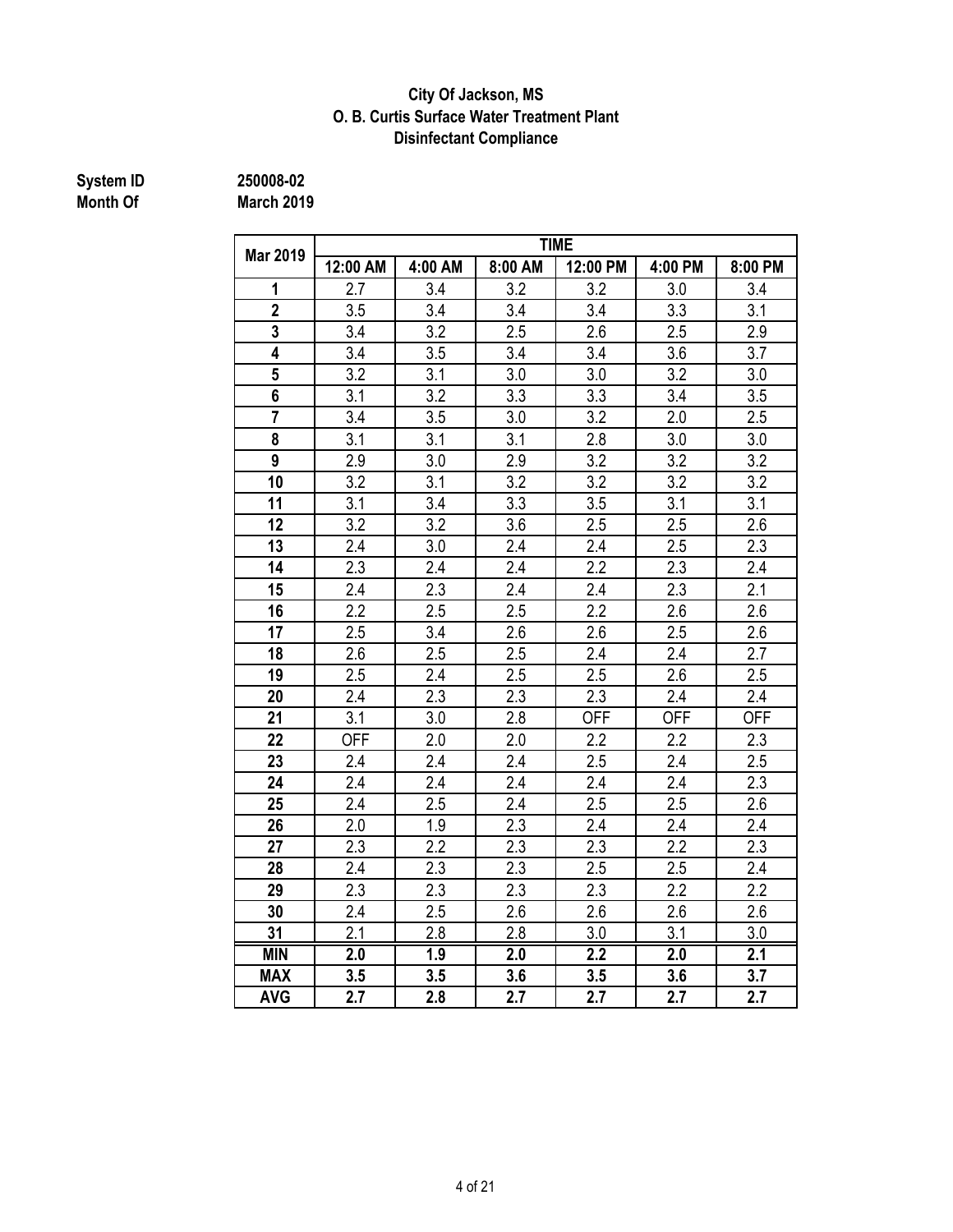**City Of Jackson, MS**
**O. B. Curtis Surface Water Treatment Plant**
**Disinfectant Compliance**

**System ID** 250008-02
**Month Of** March 2019

| Mar 2019 | TIME | | | | | |
|---|---|---|---|---|---|---|
| | 12:00 AM | 4:00 AM | 8:00 AM | 12:00 PM | 4:00 PM | 8:00 PM |
| 1 | 2.7 | 3.4 | 3.2 | 3.2 | 3.0 | 3.4 |
| 2 | 3.5 | 3.4 | 3.4 | 3.4 | 3.3 | 3.1 |
| 3 | 3.4 | 3.2 | 2.5 | 2.6 | 2.5 | 2.9 |
| 4 | 3.4 | 3.5 | 3.4 | 3.4 | 3.6 | 3.7 |
| 5 | 3.2 | 3.1 | 3.0 | 3.0 | 3.2 | 3.0 |
| 6 | 3.1 | 3.2 | 3.3 | 3.3 | 3.4 | 3.5 |
| 7 | 3.4 | 3.5 | 3.0 | 3.2 | 2.0 | 2.5 |
| 8 | 3.1 | 3.1 | 3.1 | 2.8 | 3.0 | 3.0 |
| 9 | 2.9 | 3.0 | 2.9 | 3.2 | 3.2 | 3.2 |
| 10 | 3.2 | 3.1 | 3.2 | 3.2 | 3.2 | 3.2 |
| 11 | 3.1 | 3.4 | 3.3 | 3.5 | 3.1 | 3.1 |
| 12 | 3.2 | 3.2 | 3.6 | 2.5 | 2.5 | 2.6 |
| 13 | 2.4 | 3.0 | 2.4 | 2.4 | 2.5 | 2.3 |
| 14 | 2.3 | 2.4 | 2.4 | 2.2 | 2.3 | 2.4 |
| 15 | 2.4 | 2.3 | 2.4 | 2.4 | 2.3 | 2.1 |
| 16 | 2.2 | 2.5 | 2.5 | 2.2 | 2.6 | 2.6 |
| 17 | 2.5 | 3.4 | 2.6 | 2.6 | 2.5 | 2.6 |
| 18 | 2.6 | 2.5 | 2.5 | 2.4 | 2.4 | 2.7 |
| 19 | 2.5 | 2.4 | 2.5 | 2.5 | 2.6 | 2.5 |
| 20 | 2.4 | 2.3 | 2.3 | 2.3 | 2.4 | 2.4 |
| 21 | 3.1 | 3.0 | 2.8 | OFF | OFF | OFF |
| 22 | OFF | 2.0 | 2.0 | 2.2 | 2.2 | 2.3 |
| 23 | 2.4 | 2.4 | 2.4 | 2.5 | 2.4 | 2.5 |
| 24 | 2.4 | 2.4 | 2.4 | 2.4 | 2.4 | 2.3 |
| 25 | 2.4 | 2.5 | 2.4 | 2.5 | 2.5 | 2.6 |
| 26 | 2.0 | 1.9 | 2.3 | 2.4 | 2.4 | 2.4 |
| 27 | 2.3 | 2.2 | 2.3 | 2.3 | 2.2 | 2.3 |
| 28 | 2.4 | 2.3 | 2.3 | 2.5 | 2.5 | 2.4 |
| 29 | 2.3 | 2.3 | 2.3 | 2.3 | 2.2 | 2.2 |
| 30 | 2.4 | 2.5 | 2.6 | 2.6 | 2.6 | 2.6 |
| 31 | 2.1 | 2.8 | 2.8 | 3.0 | 3.1 | 3.0 |
| **MIN** | **2.0** | **1.9** | **2.0** | **2.2** | **2.0** | **2.1** |
| **MAX** | **3.5** | **3.5** | **3.6** | **3.5** | **3.6** | **3.7** |
| **AVG** | **2.7** | **2.8** | **2.7** | **2.7** | **2.7** | **2.7** |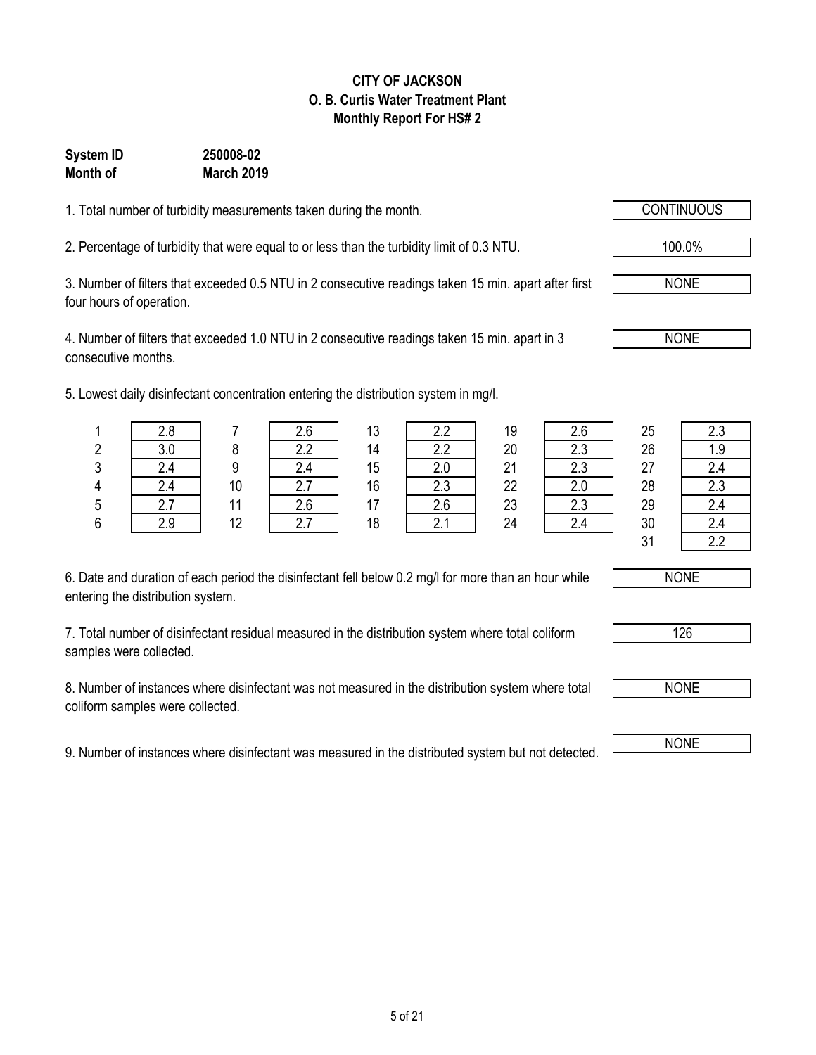**CITY OF JACKSON**
**O. B. Curtis Water Treatment Plant**
**Monthly Report For HS# 2**

**System ID** **250008-02**
**Month of** **March 2019**

1. Total number of turbidity measurements taken during the month. CONTINUOUS

2. Percentage of turbidity that were equal to or less than the turbidity limit of 0.3 NTU. 100.0%

3. Number of filters that exceeded 0.5 NTU in 2 consecutive readings taken 15 min. apart after first four hours of operation. NONE

4. Number of filters that exceeded 1.0 NTU in 2 consecutive readings taken 15 min. apart in 3 consecutive months. NONE

5. Lowest daily disinfectant concentration entering the distribution system in mg/l.

| | | | | | | | | | |
|---|---|---|---|---|---|---|---|---|---|
| 1 | 2.8 | 7 | 2.6 | 13 | 2.2 | 19 | 2.6 | 25 | 2.3 |
| 2 | 3.0 | 8 | 2.2 | 14 | 2.2 | 20 | 2.3 | 26 | 1.9 |
| 3 | 2.4 | 9 | 2.4 | 15 | 2.0 | 21 | 2.3 | 27 | 2.4 |
| 4 | 2.4 | 10 | 2.7 | 16 | 2.3 | 22 | 2.0 | 28 | 2.3 |
| 5 | 2.7 | 11 | 2.6 | 17 | 2.6 | 23 | 2.3 | 29 | 2.4 |
| 6 | 2.9 | 12 | 2.7 | 18 | 2.1 | 24 | 2.4 | 30 | 2.4 |
| | | | | | | | | 31 | 2.2 |

6. Date and duration of each period the disinfectant fell below 0.2 mg/l for more than an hour while entering the distribution system. NONE

7. Total number of disinfectant residual measured in the distribution system where total coliform samples were collected. 126

8. Number of instances where disinfectant was not measured in the distribution system where total coliform samples were collected. NONE

9. Number of instances where disinfectant was measured in the distributed system but not detected. NONE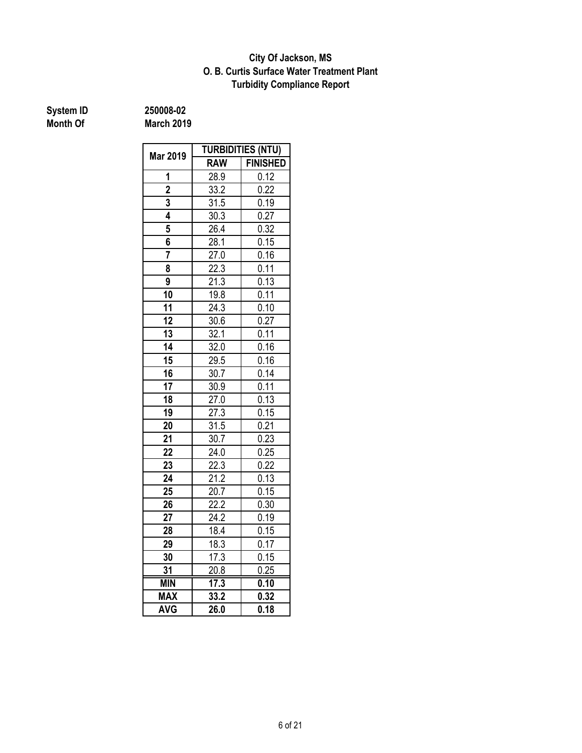**City Of Jackson, MS**
**O. B. Curtis Surface Water Treatment Plant**
**Turbidity Compliance Report**

**System ID** 250008-02
**Month Of** March 2019

| Mar 2019 | TURBIDITIES (NTU) | |
|---|---|---|
| | RAW | FINISHED |
| 1 | 28.9 | 0.12 |
| 2 | 33.2 | 0.22 |
| 3 | 31.5 | 0.19 |
| 4 | 30.3 | 0.27 |
| 5 | 26.4 | 0.32 |
| 6 | 28.1 | 0.15 |
| 7 | 27.0 | 0.16 |
| 8 | 22.3 | 0.11 |
| 9 | 21.3 | 0.13 |
| 10 | 19.8 | 0.11 |
| 11 | 24.3 | 0.10 |
| 12 | 30.6 | 0.27 |
| 13 | 32.1 | 0.11 |
| 14 | 32.0 | 0.16 |
| 15 | 29.5 | 0.16 |
| 16 | 30.7 | 0.14 |
| 17 | 30.9 | 0.11 |
| 18 | 27.0 | 0.13 |
| 19 | 27.3 | 0.15 |
| 20 | 31.5 | 0.21 |
| 21 | 30.7 | 0.23 |
| 22 | 24.0 | 0.25 |
| 23 | 22.3 | 0.22 |
| 24 | 21.2 | 0.13 |
| 25 | 20.7 | 0.15 |
| 26 | 22.2 | 0.30 |
| 27 | 24.2 | 0.19 |
| 28 | 18.4 | 0.15 |
| 29 | 18.3 | 0.17 |
| 30 | 17.3 | 0.15 |
| 31 | 20.8 | 0.25 |
| **MIN** | **17.3** | **0.10** |
| **MAX** | **33.2** | **0.32** |
| **AVG** | **26.0** | **0.18** |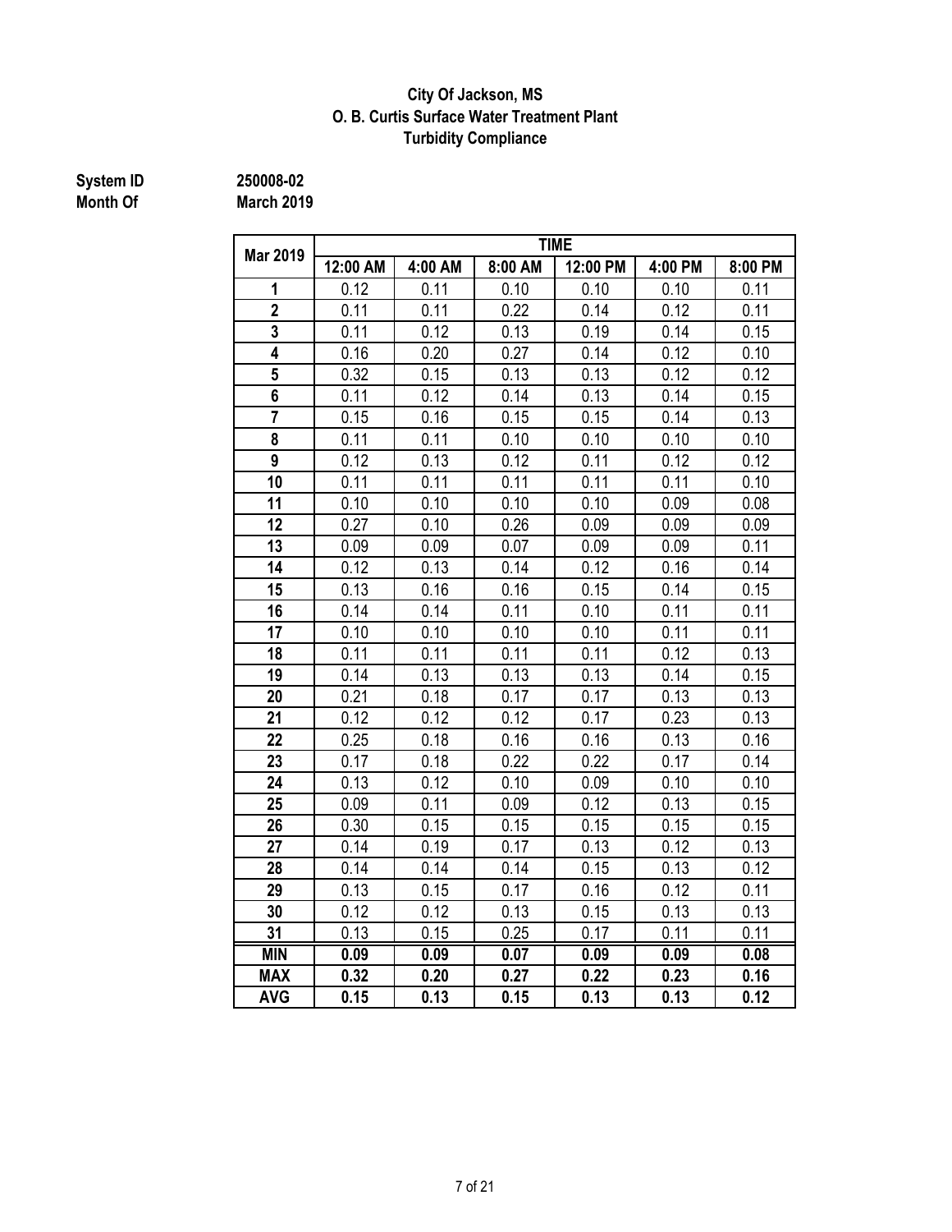# City Of Jackson, MS
## O. B. Curtis Surface Water Treatment Plant
## Turbidity Compliance

**System ID** 250008-02
**Month Of** March 2019

| Mar 2019 | TIME | | | | | |
|---|---|---|---|---|---|---|
| | 12:00 AM | 4:00 AM | 8:00 AM | 12:00 PM | 4:00 PM | 8:00 PM |
| 1 | 0.12 | 0.11 | 0.10 | 0.10 | 0.10 | 0.11 |
| 2 | 0.11 | 0.11 | 0.22 | 0.14 | 0.12 | 0.11 |
| 3 | 0.11 | 0.12 | 0.13 | 0.19 | 0.14 | 0.15 |
| 4 | 0.16 | 0.20 | 0.27 | 0.14 | 0.12 | 0.10 |
| 5 | 0.32 | 0.15 | 0.13 | 0.13 | 0.12 | 0.12 |
| 6 | 0.11 | 0.12 | 0.14 | 0.13 | 0.14 | 0.15 |
| 7 | 0.15 | 0.16 | 0.15 | 0.15 | 0.14 | 0.13 |
| 8 | 0.11 | 0.11 | 0.10 | 0.10 | 0.10 | 0.10 |
| 9 | 0.12 | 0.13 | 0.12 | 0.11 | 0.12 | 0.12 |
| 10 | 0.11 | 0.11 | 0.11 | 0.11 | 0.11 | 0.10 |
| 11 | 0.10 | 0.10 | 0.10 | 0.10 | 0.09 | 0.08 |
| 12 | 0.27 | 0.10 | 0.26 | 0.09 | 0.09 | 0.09 |
| 13 | 0.09 | 0.09 | 0.07 | 0.09 | 0.09 | 0.11 |
| 14 | 0.12 | 0.13 | 0.14 | 0.12 | 0.16 | 0.14 |
| 15 | 0.13 | 0.16 | 0.16 | 0.15 | 0.14 | 0.15 |
| 16 | 0.14 | 0.14 | 0.11 | 0.10 | 0.11 | 0.11 |
| 17 | 0.10 | 0.10 | 0.10 | 0.10 | 0.11 | 0.11 |
| 18 | 0.11 | 0.11 | 0.11 | 0.11 | 0.12 | 0.13 |
| 19 | 0.14 | 0.13 | 0.13 | 0.13 | 0.14 | 0.15 |
| 20 | 0.21 | 0.18 | 0.17 | 0.17 | 0.13 | 0.13 |
| 21 | 0.12 | 0.12 | 0.12 | 0.17 | 0.23 | 0.13 |
| 22 | 0.25 | 0.18 | 0.16 | 0.16 | 0.13 | 0.16 |
| 23 | 0.17 | 0.18 | 0.22 | 0.22 | 0.17 | 0.14 |
| 24 | 0.13 | 0.12 | 0.10 | 0.09 | 0.10 | 0.10 |
| 25 | 0.09 | 0.11 | 0.09 | 0.12 | 0.13 | 0.15 |
| 26 | 0.30 | 0.15 | 0.15 | 0.15 | 0.15 | 0.15 |
| 27 | 0.14 | 0.19 | 0.17 | 0.13 | 0.12 | 0.13 |
| 28 | 0.14 | 0.14 | 0.14 | 0.15 | 0.13 | 0.12 |
| 29 | 0.13 | 0.15 | 0.17 | 0.16 | 0.12 | 0.11 |
| 30 | 0.12 | 0.12 | 0.13 | 0.15 | 0.13 | 0.13 |
| 31 | 0.13 | 0.15 | 0.25 | 0.17 | 0.11 | 0.11 |
| **MIN** | **0.09** | **0.09** | **0.07** | **0.09** | **0.09** | **0.08** |
| **MAX** | **0.32** | **0.20** | **0.27** | **0.22** | **0.23** | **0.16** |
| **AVG** | **0.15** | **0.13** | **0.15** | **0.13** | **0.13** | **0.12** |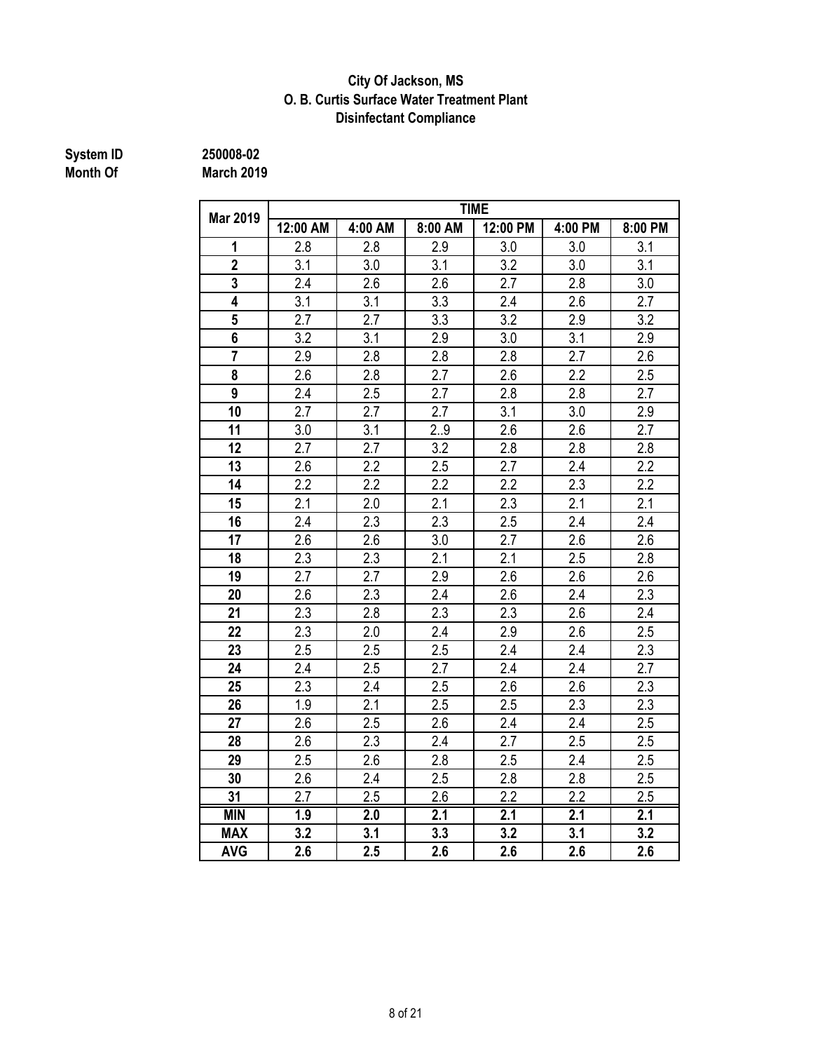**City Of Jackson, MS**
**O. B. Curtis Surface Water Treatment Plant**
**Disinfectant Compliance**

**System ID** 250008-02
**Month Of** March 2019

| Mar 2019 | TIME | | | | | |
|---|---|---|---|---|---|---|
| | 12:00 AM | 4:00 AM | 8:00 AM | 12:00 PM | 4:00 PM | 8:00 PM |
| 1 | 2.8 | 2.8 | 2.9 | 3.0 | 3.0 | 3.1 |
| 2 | 3.1 | 3.0 | 3.1 | 3.2 | 3.0 | 3.1 |
| 3 | 2.4 | 2.6 | 2.6 | 2.7 | 2.8 | 3.0 |
| 4 | 3.1 | 3.1 | 3.3 | 2.4 | 2.6 | 2.7 |
| 5 | 2.7 | 2.7 | 3.3 | 3.2 | 2.9 | 3.2 |
| 6 | 3.2 | 3.1 | 2.9 | 3.0 | 3.1 | 2.9 |
| 7 | 2.9 | 2.8 | 2.8 | 2.8 | 2.7 | 2.6 |
| 8 | 2.6 | 2.8 | 2.7 | 2.6 | 2.2 | 2.5 |
| 9 | 2.4 | 2.5 | 2.7 | 2.8 | 2.8 | 2.7 |
| 10 | 2.7 | 2.7 | 2.7 | 3.1 | 3.0 | 2.9 |
| 11 | 3.0 | 3.1 | 2..9 | 2.6 | 2.6 | 2.7 |
| 12 | 2.7 | 2.7 | 3.2 | 2.8 | 2.8 | 2.8 |
| 13 | 2.6 | 2.2 | 2.5 | 2.7 | 2.4 | 2.2 |
| 14 | 2.2 | 2.2 | 2.2 | 2.2 | 2.3 | 2.2 |
| 15 | 2.1 | 2.0 | 2.1 | 2.3 | 2.1 | 2.1 |
| 16 | 2.4 | 2.3 | 2.3 | 2.5 | 2.4 | 2.4 |
| 17 | 2.6 | 2.6 | 3.0 | 2.7 | 2.6 | 2.6 |
| 18 | 2.3 | 2.3 | 2.1 | 2.1 | 2.5 | 2.8 |
| 19 | 2.7 | 2.7 | 2.9 | 2.6 | 2.6 | 2.6 |
| 20 | 2.6 | 2.3 | 2.4 | 2.6 | 2.4 | 2.3 |
| 21 | 2.3 | 2.8 | 2.3 | 2.3 | 2.6 | 2.4 |
| 22 | 2.3 | 2.0 | 2.4 | 2.9 | 2.6 | 2.5 |
| 23 | 2.5 | 2.5 | 2.5 | 2.4 | 2.4 | 2.3 |
| 24 | 2.4 | 2.5 | 2.7 | 2.4 | 2.4 | 2.7 |
| 25 | 2.3 | 2.4 | 2.5 | 2.6 | 2.6 | 2.3 |
| 26 | 1.9 | 2.1 | 2.5 | 2.5 | 2.3 | 2.3 |
| 27 | 2.6 | 2.5 | 2.6 | 2.4 | 2.4 | 2.5 |
| 28 | 2.6 | 2.3 | 2.4 | 2.7 | 2.5 | 2.5 |
| 29 | 2.5 | 2.6 | 2.8 | 2.5 | 2.4 | 2.5 |
| 30 | 2.6 | 2.4 | 2.5 | 2.8 | 2.8 | 2.5 |
| 31 | 2.7 | 2.5 | 2.6 | 2.2 | 2.2 | 2.5 |
| **MIN** | **1.9** | **2.0** | **2.1** | **2.1** | **2.1** | **2.1** |
| **MAX** | **3.2** | **3.1** | **3.3** | **3.2** | **3.1** | **3.2** |
| **AVG** | **2.6** | **2.5** | **2.6** | **2.6** | **2.6** | **2.6** |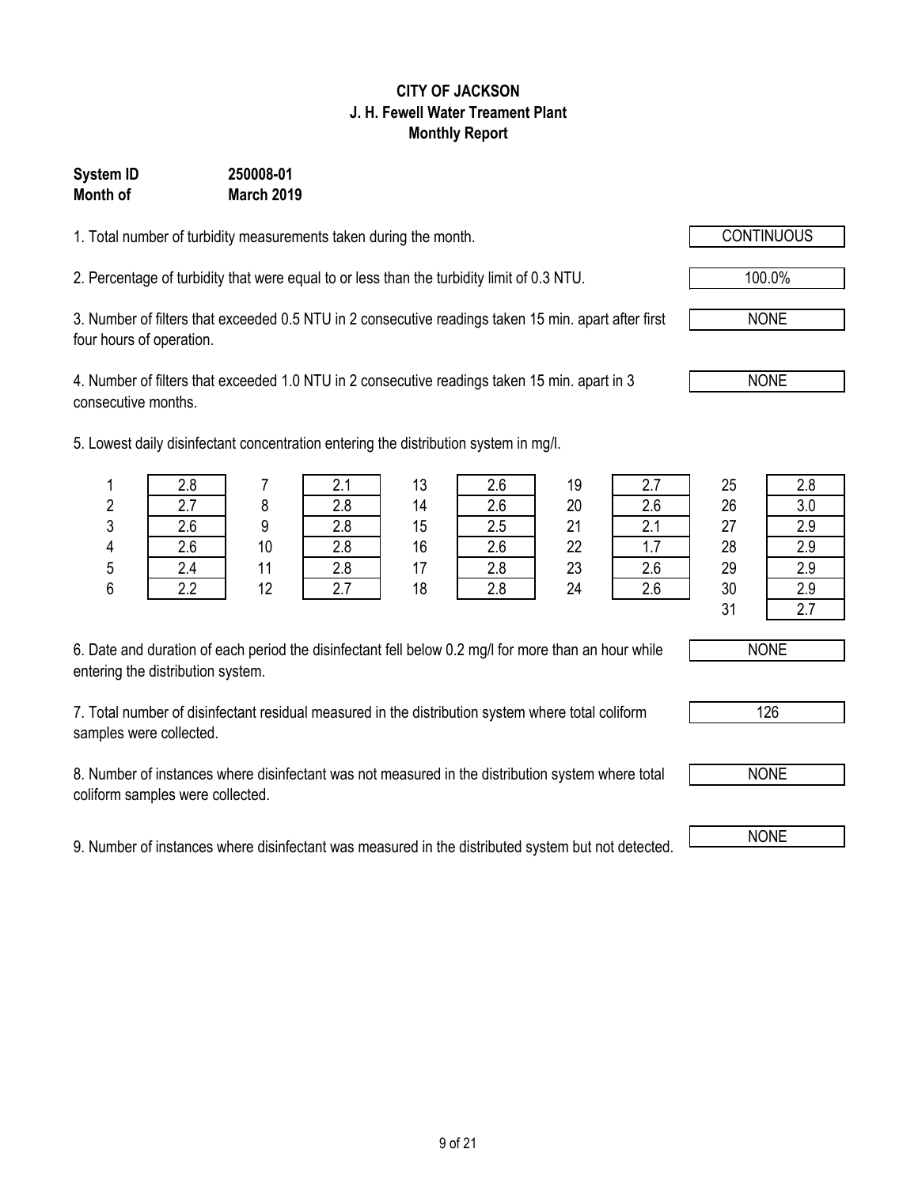**CITY OF JACKSON**
**J. H. Fewell Water Treament Plant**
**Monthly Report**

**System ID** **250008-01**
**Month of** **March 2019**

1. Total number of turbidity measurements taken during the month. — CONTINUOUS

2. Percentage of turbidity that were equal to or less than the turbidity limit of 0.3 NTU. — 100.0%

3. Number of filters that exceeded 0.5 NTU in 2 consecutive readings taken 15 min. apart after first four hours of operation. — NONE

4. Number of filters that exceeded 1.0 NTU in 2 consecutive readings taken 15 min. apart in 3 consecutive months. — NONE

5. Lowest daily disinfectant concentration entering the distribution system in mg/l.

| | | | | | | | | | |
|---|---|---|---|---|---|---|---|---|---|
| 1 | 2.8 | 7 | 2.1 | 13 | 2.6 | 19 | 2.7 | 25 | 2.8 |
| 2 | 2.7 | 8 | 2.8 | 14 | 2.6 | 20 | 2.6 | 26 | 3.0 |
| 3 | 2.6 | 9 | 2.8 | 15 | 2.5 | 21 | 2.1 | 27 | 2.9 |
| 4 | 2.6 | 10 | 2.8 | 16 | 2.6 | 22 | 1.7 | 28 | 2.9 |
| 5 | 2.4 | 11 | 2.8 | 17 | 2.8 | 23 | 2.6 | 29 | 2.9 |
| 6 | 2.2 | 12 | 2.7 | 18 | 2.8 | 24 | 2.6 | 30 | 2.9 |
| | | | | | | | | 31 | 2.7 |

6. Date and duration of each period the disinfectant fell below 0.2 mg/l for more than an hour while entering the distribution system. — NONE

7. Total number of disinfectant residual measured in the distribution system where total coliform samples were collected. — 126

8. Number of instances where disinfectant was not measured in the distribution system where total coliform samples were collected. — NONE

9. Number of instances where disinfectant was measured in the distributed system but not detected. — NONE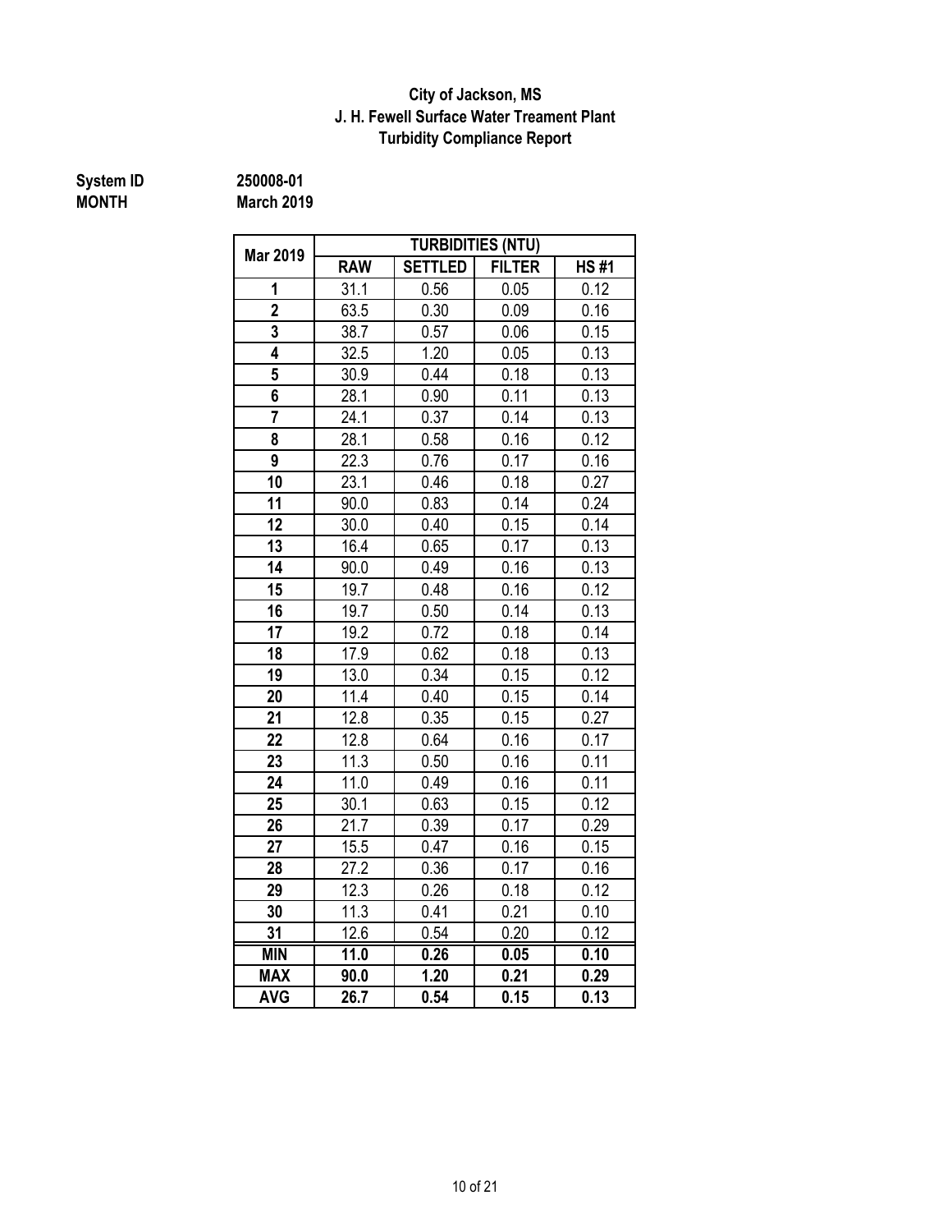**City of Jackson, MS**
**J. H. Fewell Surface Water Treament Plant**
**Turbidity Compliance Report**

**System ID** 250008-01
**MONTH** March 2019

| Mar 2019 | TURBIDITIES (NTU) | | | |
|---|---|---|---|---|
| | RAW | SETTLED | FILTER | HS #1 |
| 1 | 31.1 | 0.56 | 0.05 | 0.12 |
| 2 | 63.5 | 0.30 | 0.09 | 0.16 |
| 3 | 38.7 | 0.57 | 0.06 | 0.15 |
| 4 | 32.5 | 1.20 | 0.05 | 0.13 |
| 5 | 30.9 | 0.44 | 0.18 | 0.13 |
| 6 | 28.1 | 0.90 | 0.11 | 0.13 |
| 7 | 24.1 | 0.37 | 0.14 | 0.13 |
| 8 | 28.1 | 0.58 | 0.16 | 0.12 |
| 9 | 22.3 | 0.76 | 0.17 | 0.16 |
| 10 | 23.1 | 0.46 | 0.18 | 0.27 |
| 11 | 90.0 | 0.83 | 0.14 | 0.24 |
| 12 | 30.0 | 0.40 | 0.15 | 0.14 |
| 13 | 16.4 | 0.65 | 0.17 | 0.13 |
| 14 | 90.0 | 0.49 | 0.16 | 0.13 |
| 15 | 19.7 | 0.48 | 0.16 | 0.12 |
| 16 | 19.7 | 0.50 | 0.14 | 0.13 |
| 17 | 19.2 | 0.72 | 0.18 | 0.14 |
| 18 | 17.9 | 0.62 | 0.18 | 0.13 |
| 19 | 13.0 | 0.34 | 0.15 | 0.12 |
| 20 | 11.4 | 0.40 | 0.15 | 0.14 |
| 21 | 12.8 | 0.35 | 0.15 | 0.27 |
| 22 | 12.8 | 0.64 | 0.16 | 0.17 |
| 23 | 11.3 | 0.50 | 0.16 | 0.11 |
| 24 | 11.0 | 0.49 | 0.16 | 0.11 |
| 25 | 30.1 | 0.63 | 0.15 | 0.12 |
| 26 | 21.7 | 0.39 | 0.17 | 0.29 |
| 27 | 15.5 | 0.47 | 0.16 | 0.15 |
| 28 | 27.2 | 0.36 | 0.17 | 0.16 |
| 29 | 12.3 | 0.26 | 0.18 | 0.12 |
| 30 | 11.3 | 0.41 | 0.21 | 0.10 |
| 31 | 12.6 | 0.54 | 0.20 | 0.12 |
| **MIN** | **11.0** | **0.26** | **0.05** | **0.10** |
| **MAX** | **90.0** | **1.20** | **0.21** | **0.29** |
| **AVG** | **26.7** | **0.54** | **0.15** | **0.13** |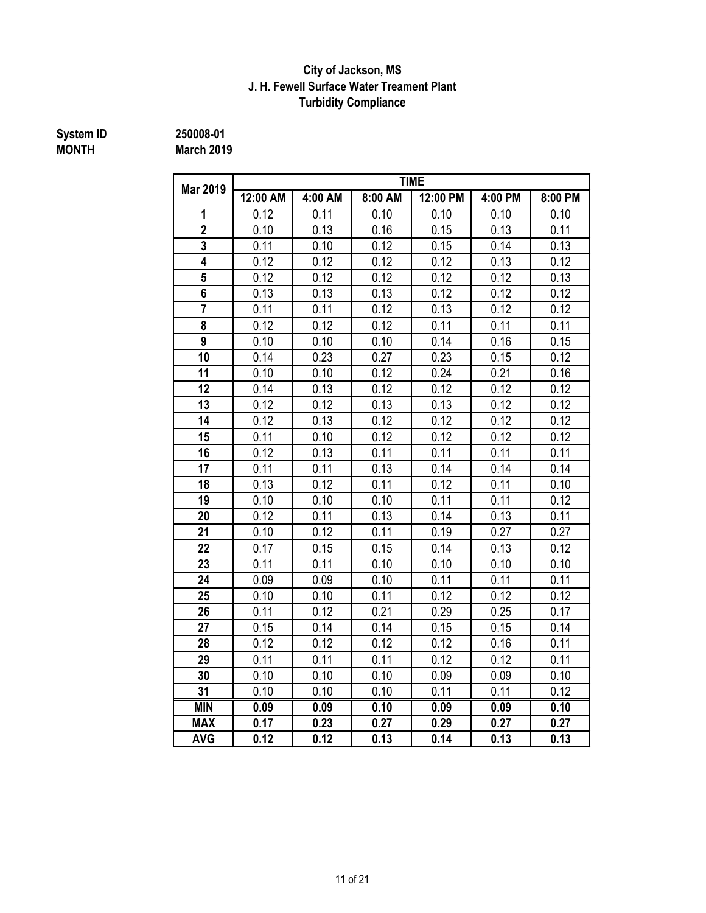**City of Jackson, MS**
**J. H. Fewell Surface Water Treament Plant**
**Turbidity Compliance**

**System ID** **250008-01**
**MONTH** **March 2019**

| Mar 2019 | TIME | | | | | |
|---|---|---|---|---|---|---|
| | 12:00 AM | 4:00 AM | 8:00 AM | 12:00 PM | 4:00 PM | 8:00 PM |
| 1 | 0.12 | 0.11 | 0.10 | 0.10 | 0.10 | 0.10 |
| 2 | 0.10 | 0.13 | 0.16 | 0.15 | 0.13 | 0.11 |
| 3 | 0.11 | 0.10 | 0.12 | 0.15 | 0.14 | 0.13 |
| 4 | 0.12 | 0.12 | 0.12 | 0.12 | 0.13 | 0.12 |
| 5 | 0.12 | 0.12 | 0.12 | 0.12 | 0.12 | 0.13 |
| 6 | 0.13 | 0.13 | 0.13 | 0.12 | 0.12 | 0.12 |
| 7 | 0.11 | 0.11 | 0.12 | 0.13 | 0.12 | 0.12 |
| 8 | 0.12 | 0.12 | 0.12 | 0.11 | 0.11 | 0.11 |
| 9 | 0.10 | 0.10 | 0.10 | 0.14 | 0.16 | 0.15 |
| 10 | 0.14 | 0.23 | 0.27 | 0.23 | 0.15 | 0.12 |
| 11 | 0.10 | 0.10 | 0.12 | 0.24 | 0.21 | 0.16 |
| 12 | 0.14 | 0.13 | 0.12 | 0.12 | 0.12 | 0.12 |
| 13 | 0.12 | 0.12 | 0.13 | 0.13 | 0.12 | 0.12 |
| 14 | 0.12 | 0.13 | 0.12 | 0.12 | 0.12 | 0.12 |
| 15 | 0.11 | 0.10 | 0.12 | 0.12 | 0.12 | 0.12 |
| 16 | 0.12 | 0.13 | 0.11 | 0.11 | 0.11 | 0.11 |
| 17 | 0.11 | 0.11 | 0.13 | 0.14 | 0.14 | 0.14 |
| 18 | 0.13 | 0.12 | 0.11 | 0.12 | 0.11 | 0.10 |
| 19 | 0.10 | 0.10 | 0.10 | 0.11 | 0.11 | 0.12 |
| 20 | 0.12 | 0.11 | 0.13 | 0.14 | 0.13 | 0.11 |
| 21 | 0.10 | 0.12 | 0.11 | 0.19 | 0.27 | 0.27 |
| 22 | 0.17 | 0.15 | 0.15 | 0.14 | 0.13 | 0.12 |
| 23 | 0.11 | 0.11 | 0.10 | 0.10 | 0.10 | 0.10 |
| 24 | 0.09 | 0.09 | 0.10 | 0.11 | 0.11 | 0.11 |
| 25 | 0.10 | 0.10 | 0.11 | 0.12 | 0.12 | 0.12 |
| 26 | 0.11 | 0.12 | 0.21 | 0.29 | 0.25 | 0.17 |
| 27 | 0.15 | 0.14 | 0.14 | 0.15 | 0.15 | 0.14 |
| 28 | 0.12 | 0.12 | 0.12 | 0.12 | 0.16 | 0.11 |
| 29 | 0.11 | 0.11 | 0.11 | 0.12 | 0.12 | 0.11 |
| 30 | 0.10 | 0.10 | 0.10 | 0.09 | 0.09 | 0.10 |
| 31 | 0.10 | 0.10 | 0.10 | 0.11 | 0.11 | 0.12 |
| **MIN** | **0.09** | **0.09** | **0.10** | **0.09** | **0.09** | **0.10** |
| **MAX** | **0.17** | **0.23** | **0.27** | **0.29** | **0.27** | **0.27** |
| **AVG** | **0.12** | **0.12** | **0.13** | **0.14** | **0.13** | **0.13** |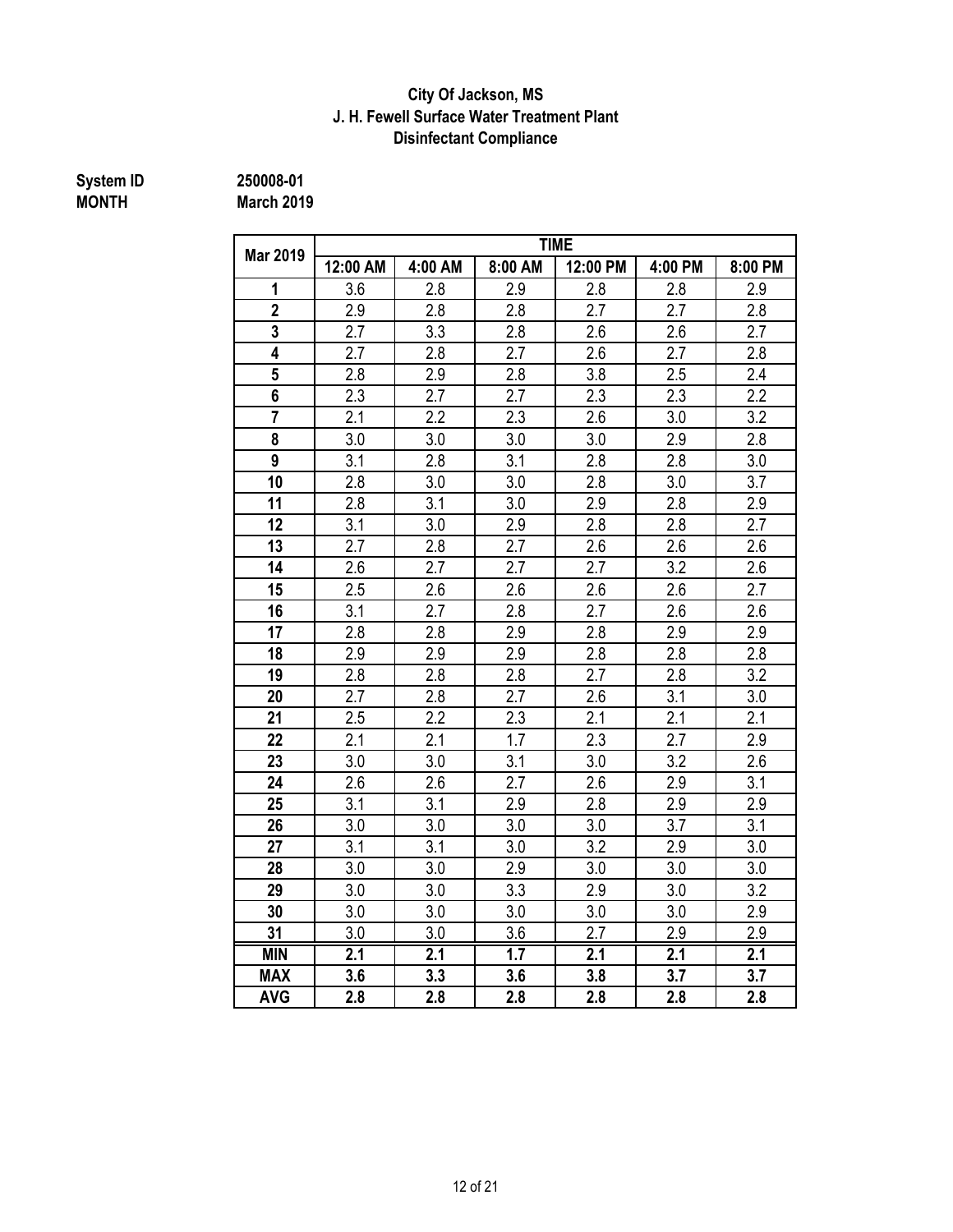**City Of Jackson, MS**
**J. H. Fewell Surface Water Treatment Plant**
**Disinfectant Compliance**

**System ID** 250008-01
**MONTH** March 2019

| Mar 2019 | TIME | | | | | |
|---|---|---|---|---|---|---|
| | 12:00 AM | 4:00 AM | 8:00 AM | 12:00 PM | 4:00 PM | 8:00 PM |
| 1 | 3.6 | 2.8 | 2.9 | 2.8 | 2.8 | 2.9 |
| 2 | 2.9 | 2.8 | 2.8 | 2.7 | 2.7 | 2.8 |
| 3 | 2.7 | 3.3 | 2.8 | 2.6 | 2.6 | 2.7 |
| 4 | 2.7 | 2.8 | 2.7 | 2.6 | 2.7 | 2.8 |
| 5 | 2.8 | 2.9 | 2.8 | 3.8 | 2.5 | 2.4 |
| 6 | 2.3 | 2.7 | 2.7 | 2.3 | 2.3 | 2.2 |
| 7 | 2.1 | 2.2 | 2.3 | 2.6 | 3.0 | 3.2 |
| 8 | 3.0 | 3.0 | 3.0 | 3.0 | 2.9 | 2.8 |
| 9 | 3.1 | 2.8 | 3.1 | 2.8 | 2.8 | 3.0 |
| 10 | 2.8 | 3.0 | 3.0 | 2.8 | 3.0 | 3.7 |
| 11 | 2.8 | 3.1 | 3.0 | 2.9 | 2.8 | 2.9 |
| 12 | 3.1 | 3.0 | 2.9 | 2.8 | 2.8 | 2.7 |
| 13 | 2.7 | 2.8 | 2.7 | 2.6 | 2.6 | 2.6 |
| 14 | 2.6 | 2.7 | 2.7 | 2.7 | 3.2 | 2.6 |
| 15 | 2.5 | 2.6 | 2.6 | 2.6 | 2.6 | 2.7 |
| 16 | 3.1 | 2.7 | 2.8 | 2.7 | 2.6 | 2.6 |
| 17 | 2.8 | 2.8 | 2.9 | 2.8 | 2.9 | 2.9 |
| 18 | 2.9 | 2.9 | 2.9 | 2.8 | 2.8 | 2.8 |
| 19 | 2.8 | 2.8 | 2.8 | 2.7 | 2.8 | 3.2 |
| 20 | 2.7 | 2.8 | 2.7 | 2.6 | 3.1 | 3.0 |
| 21 | 2.5 | 2.2 | 2.3 | 2.1 | 2.1 | 2.1 |
| 22 | 2.1 | 2.1 | 1.7 | 2.3 | 2.7 | 2.9 |
| 23 | 3.0 | 3.0 | 3.1 | 3.0 | 3.2 | 2.6 |
| 24 | 2.6 | 2.6 | 2.7 | 2.6 | 2.9 | 3.1 |
| 25 | 3.1 | 3.1 | 2.9 | 2.8 | 2.9 | 2.9 |
| 26 | 3.0 | 3.0 | 3.0 | 3.0 | 3.7 | 3.1 |
| 27 | 3.1 | 3.1 | 3.0 | 3.2 | 2.9 | 3.0 |
| 28 | 3.0 | 3.0 | 2.9 | 3.0 | 3.0 | 3.0 |
| 29 | 3.0 | 3.0 | 3.3 | 2.9 | 3.0 | 3.2 |
| 30 | 3.0 | 3.0 | 3.0 | 3.0 | 3.0 | 2.9 |
| 31 | 3.0 | 3.0 | 3.6 | 2.7 | 2.9 | 2.9 |
| **MIN** | **2.1** | **2.1** | **1.7** | **2.1** | **2.1** | **2.1** |
| **MAX** | **3.6** | **3.3** | **3.6** | **3.8** | **3.7** | **3.7** |
| **AVG** | **2.8** | **2.8** | **2.8** | **2.8** | **2.8** | **2.8** |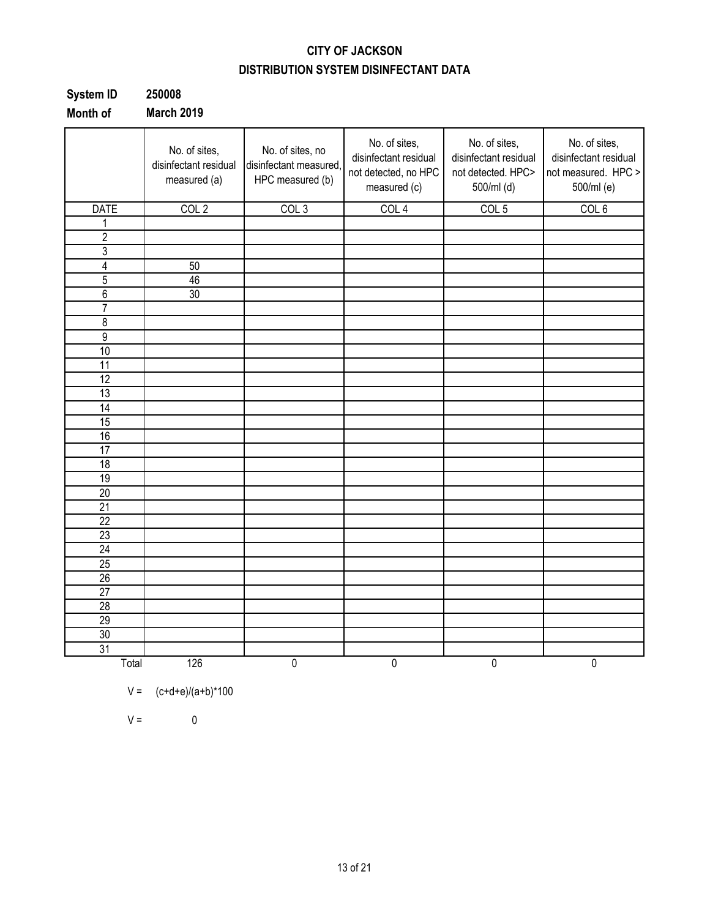# CITY OF JACKSON

## DISTRIBUTION SYSTEM DISINFECTANT DATA

**System ID** **250008**

**Month of** **March 2019**

| | No. of sites, disinfectant residual measured (a) | No. of sites, no disinfectant measured, HPC measured (b) | No. of sites, disinfectant residual not detected, no HPC measured (c) | No. of sites, disinfectant residual not detected. HPC> 500/ml (d) | No. of sites, disinfectant residual not measured. HPC > 500/ml (e) |
|---|---|---|---|---|---|
| DATE | COL 2 | COL 3 | COL 4 | COL 5 | COL 6 |
| 1 | | | | | |
| 2 | | | | | |
| 3 | | | | | |
| 4 | 50 | | | | |
| 5 | 46 | | | | |
| 6 | 30 | | | | |
| 7 | | | | | |
| 8 | | | | | |
| 9 | | | | | |
| 10 | | | | | |
| 11 | | | | | |
| 12 | | | | | |
| 13 | | | | | |
| 14 | | | | | |
| 15 | | | | | |
| 16 | | | | | |
| 17 | | | | | |
| 18 | | | | | |
| 19 | | | | | |
| 20 | | | | | |
| 21 | | | | | |
| 22 | | | | | |
| 23 | | | | | |
| 24 | | | | | |
| 25 | | | | | |
| 26 | | | | | |
| 27 | | | | | |
| 28 | | | | | |
| 29 | | | | | |
| 30 | | | | | |
| 31 | | | | | |
| Total | 126 | 0 | 0 | 0 | 0 |

$V = (c+d+e)/(a+b)*100$

$V = 0$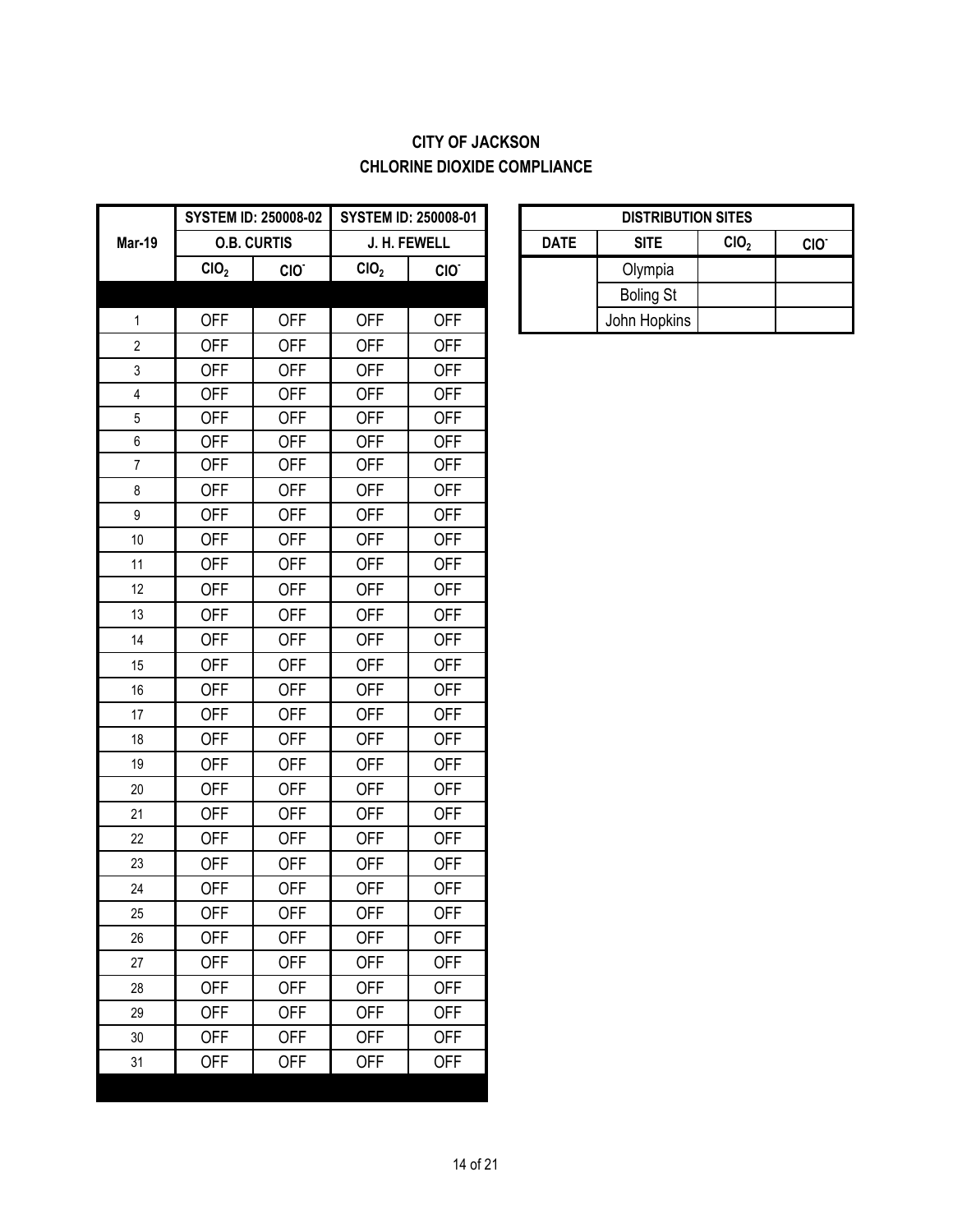**CITY OF JACKSON**
**CHLORINE DIOXIDE COMPLIANCE**

| Mar-19 | SYSTEM ID: 250008-02 O.B. CURTIS | | SYSTEM ID: 250008-01 J. H. FEWELL | |
|---|---|---|---|---|
| | $ClO_2$ | $ClO^-$ | $ClO_2$ | $ClO^-$ |
| | | | | |
| 1 | OFF | OFF | OFF | OFF |
| 2 | OFF | OFF | OFF | OFF |
| 3 | OFF | OFF | OFF | OFF |
| 4 | OFF | OFF | OFF | OFF |
| 5 | OFF | OFF | OFF | OFF |
| 6 | OFF | OFF | OFF | OFF |
| 7 | OFF | OFF | OFF | OFF |
| 8 | OFF | OFF | OFF | OFF |
| 9 | OFF | OFF | OFF | OFF |
| 10 | OFF | OFF | OFF | OFF |
| 11 | OFF | OFF | OFF | OFF |
| 12 | OFF | OFF | OFF | OFF |
| 13 | OFF | OFF | OFF | OFF |
| 14 | OFF | OFF | OFF | OFF |
| 15 | OFF | OFF | OFF | OFF |
| 16 | OFF | OFF | OFF | OFF |
| 17 | OFF | OFF | OFF | OFF |
| 18 | OFF | OFF | OFF | OFF |
| 19 | OFF | OFF | OFF | OFF |
| 20 | OFF | OFF | OFF | OFF |
| 21 | OFF | OFF | OFF | OFF |
| 22 | OFF | OFF | OFF | OFF |
| 23 | OFF | OFF | OFF | OFF |
| 24 | OFF | OFF | OFF | OFF |
| 25 | OFF | OFF | OFF | OFF |
| 26 | OFF | OFF | OFF | OFF |
| 27 | OFF | OFF | OFF | OFF |
| 28 | OFF | OFF | OFF | OFF |
| 29 | OFF | OFF | OFF | OFF |
| 30 | OFF | OFF | OFF | OFF |
| 31 | OFF | OFF | OFF | OFF |

| DISTRIBUTION SITES | | | |
|---|---|---|---|
| DATE | SITE | $ClO_2$ | $ClO^-$ |
| | Olympia | | |
| | Boling St | | |
| | John Hopkins | | |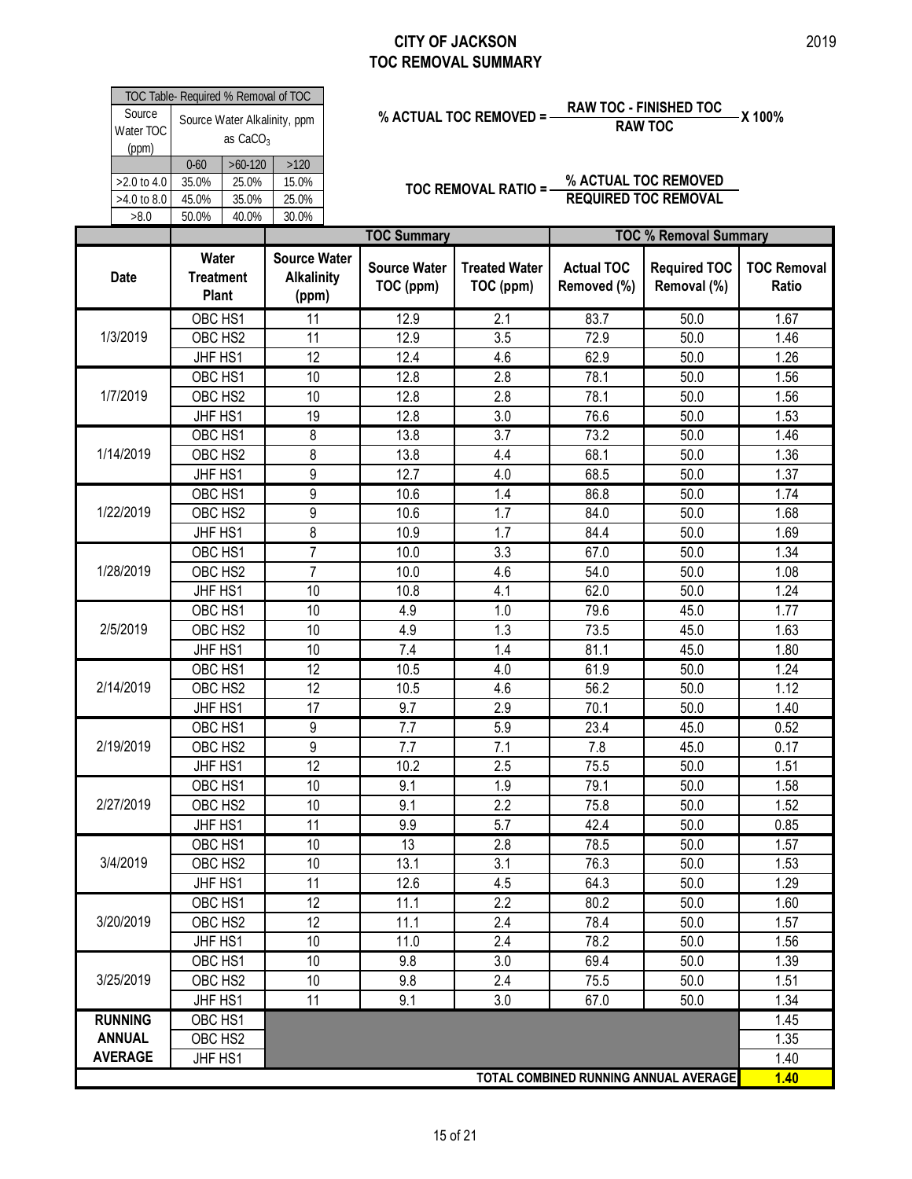# CITY OF JACKSON
## TOC REMOVAL SUMMARY

2019

| TOC Table- Required % Removal of TOC | | | |
|---|---|---|---|
| Source Water TOC (ppm) | Source Water Alkalinity, ppm as $CaCO_3$ | | |
| | 0-60 | >60-120 | >120 |
| >2.0 to 4.0 | 35.0% | 25.0% | 15.0% |
| >4.0 to 8.0 | 45.0% | 35.0% | 25.0% |
| >8.0 | 50.0% | 40.0% | 30.0% |

$$\% \text{ ACTUAL TOC REMOVED} = \frac{\text{RAW TOC - FINISHED TOC}}{\text{RAW TOC}} \times 100\%$$

$$\text{TOC REMOVAL RATIO} = \frac{\% \text{ ACTUAL TOC REMOVED}}{\text{REQUIRED TOC REMOVAL}}$$

| | | | TOC Summary | | TOC % Removal Summary | | |
|---|---|---|---|---|---|---|---|
| Date | Water Treatment Plant | Source Water Alkalinity (ppm) | Source Water TOC (ppm) | Treated Water TOC (ppm) | Actual TOC Removed (%) | Required TOC Removal (%) | TOC Removal Ratio |
| 1/3/2019 | OBC HS1 | 11 | 12.9 | 2.1 | 83.7 | 50.0 | 1.67 |
| | OBC HS2 | 11 | 12.9 | 3.5 | 72.9 | 50.0 | 1.46 |
| | JHF HS1 | 12 | 12.4 | 4.6 | 62.9 | 50.0 | 1.26 |
| 1/7/2019 | OBC HS1 | 10 | 12.8 | 2.8 | 78.1 | 50.0 | 1.56 |
| | OBC HS2 | 10 | 12.8 | 2.8 | 78.1 | 50.0 | 1.56 |
| | JHF HS1 | 19 | 12.8 | 3.0 | 76.6 | 50.0 | 1.53 |
| 1/14/2019 | OBC HS1 | 8 | 13.8 | 3.7 | 73.2 | 50.0 | 1.46 |
| | OBC HS2 | 8 | 13.8 | 4.4 | 68.1 | 50.0 | 1.36 |
| | JHF HS1 | 9 | 12.7 | 4.0 | 68.5 | 50.0 | 1.37 |
| 1/22/2019 | OBC HS1 | 9 | 10.6 | 1.4 | 86.8 | 50.0 | 1.74 |
| | OBC HS2 | 9 | 10.6 | 1.7 | 84.0 | 50.0 | 1.68 |
| | JHF HS1 | 8 | 10.9 | 1.7 | 84.4 | 50.0 | 1.69 |
| 1/28/2019 | OBC HS1 | 7 | 10.0 | 3.3 | 67.0 | 50.0 | 1.34 |
| | OBC HS2 | 7 | 10.0 | 4.6 | 54.0 | 50.0 | 1.08 |
| | JHF HS1 | 10 | 10.8 | 4.1 | 62.0 | 50.0 | 1.24 |
| 2/5/2019 | OBC HS1 | 10 | 4.9 | 1.0 | 79.6 | 45.0 | 1.77 |
| | OBC HS2 | 10 | 4.9 | 1.3 | 73.5 | 45.0 | 1.63 |
| | JHF HS1 | 10 | 7.4 | 1.4 | 81.1 | 45.0 | 1.80 |
| 2/14/2019 | OBC HS1 | 12 | 10.5 | 4.0 | 61.9 | 50.0 | 1.24 |
| | OBC HS2 | 12 | 10.5 | 4.6 | 56.2 | 50.0 | 1.12 |
| | JHF HS1 | 17 | 9.7 | 2.9 | 70.1 | 50.0 | 1.40 |
| 2/19/2019 | OBC HS1 | 9 | 7.7 | 5.9 | 23.4 | 45.0 | 0.52 |
| | OBC HS2 | 9 | 7.7 | 7.1 | 7.8 | 45.0 | 0.17 |
| | JHF HS1 | 12 | 10.2 | 2.5 | 75.5 | 50.0 | 1.51 |
| 2/27/2019 | OBC HS1 | 10 | 9.1 | 1.9 | 79.1 | 50.0 | 1.58 |
| | OBC HS2 | 10 | 9.1 | 2.2 | 75.8 | 50.0 | 1.52 |
| | JHF HS1 | 11 | 9.9 | 5.7 | 42.4 | 50.0 | 0.85 |
| 3/4/2019 | OBC HS1 | 10 | 13 | 2.8 | 78.5 | 50.0 | 1.57 |
| | OBC HS2 | 10 | 13.1 | 3.1 | 76.3 | 50.0 | 1.53 |
| | JHF HS1 | 11 | 12.6 | 4.5 | 64.3 | 50.0 | 1.29 |
| 3/20/2019 | OBC HS1 | 12 | 11.1 | 2.2 | 80.2 | 50.0 | 1.60 |
| | OBC HS2 | 12 | 11.1 | 2.4 | 78.4 | 50.0 | 1.57 |
| | JHF HS1 | 10 | 11.0 | 2.4 | 78.2 | 50.0 | 1.56 |
| 3/25/2019 | OBC HS1 | 10 | 9.8 | 3.0 | 69.4 | 50.0 | 1.39 |
| | OBC HS2 | 10 | 9.8 | 2.4 | 75.5 | 50.0 | 1.51 |
| | JHF HS1 | 11 | 9.1 | 3.0 | 67.0 | 50.0 | 1.34 |
| RUNNING ANNUAL AVERAGE | OBC HS1 | | | | | | 1.45 |
| | OBC HS2 | | | | | | 1.35 |
| | JHF HS1 | | | | | | 1.40 |
| TOTAL COMBINED RUNNING ANNUAL AVERAGE | | | | | | | **1.40** |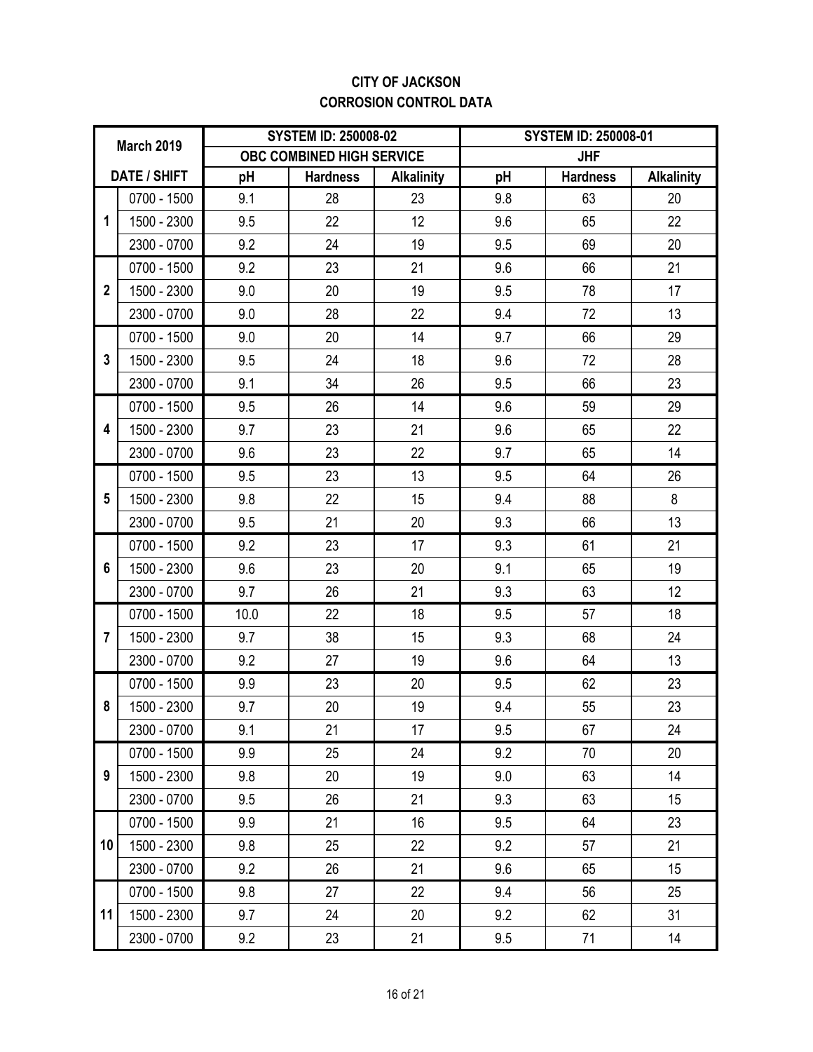# CITY OF JACKSON
# CORROSION CONTROL DATA

| March 2019 | | SYSTEM ID: 250008-02 | | | SYSTEM ID: 250008-01 | | |
|---|---|---|---|---|---|---|---|
| | | OBC COMBINED HIGH SERVICE | | | JHF | | |
| DATE / SHIFT | | pH | Hardness | Alkalinity | pH | Hardness | Alkalinity |
| 1 | 0700 - 1500 | 9.1 | 28 | 23 | 9.8 | 63 | 20 |
| | 1500 - 2300 | 9.5 | 22 | 12 | 9.6 | 65 | 22 |
| | 2300 - 0700 | 9.2 | 24 | 19 | 9.5 | 69 | 20 |
| 2 | 0700 - 1500 | 9.2 | 23 | 21 | 9.6 | 66 | 21 |
| | 1500 - 2300 | 9.0 | 20 | 19 | 9.5 | 78 | 17 |
| | 2300 - 0700 | 9.0 | 28 | 22 | 9.4 | 72 | 13 |
| 3 | 0700 - 1500 | 9.0 | 20 | 14 | 9.7 | 66 | 29 |
| | 1500 - 2300 | 9.5 | 24 | 18 | 9.6 | 72 | 28 |
| | 2300 - 0700 | 9.1 | 34 | 26 | 9.5 | 66 | 23 |
| 4 | 0700 - 1500 | 9.5 | 26 | 14 | 9.6 | 59 | 29 |
| | 1500 - 2300 | 9.7 | 23 | 21 | 9.6 | 65 | 22 |
| | 2300 - 0700 | 9.6 | 23 | 22 | 9.7 | 65 | 14 |
| 5 | 0700 - 1500 | 9.5 | 23 | 13 | 9.5 | 64 | 26 |
| | 1500 - 2300 | 9.8 | 22 | 15 | 9.4 | 88 | 8 |
| | 2300 - 0700 | 9.5 | 21 | 20 | 9.3 | 66 | 13 |
| 6 | 0700 - 1500 | 9.2 | 23 | 17 | 9.3 | 61 | 21 |
| | 1500 - 2300 | 9.6 | 23 | 20 | 9.1 | 65 | 19 |
| | 2300 - 0700 | 9.7 | 26 | 21 | 9.3 | 63 | 12 |
| 7 | 0700 - 1500 | 10.0 | 22 | 18 | 9.5 | 57 | 18 |
| | 1500 - 2300 | 9.7 | 38 | 15 | 9.3 | 68 | 24 |
| | 2300 - 0700 | 9.2 | 27 | 19 | 9.6 | 64 | 13 |
| 8 | 0700 - 1500 | 9.9 | 23 | 20 | 9.5 | 62 | 23 |
| | 1500 - 2300 | 9.7 | 20 | 19 | 9.4 | 55 | 23 |
| | 2300 - 0700 | 9.1 | 21 | 17 | 9.5 | 67 | 24 |
| 9 | 0700 - 1500 | 9.9 | 25 | 24 | 9.2 | 70 | 20 |
| | 1500 - 2300 | 9.8 | 20 | 19 | 9.0 | 63 | 14 |
| | 2300 - 0700 | 9.5 | 26 | 21 | 9.3 | 63 | 15 |
| 10 | 0700 - 1500 | 9.9 | 21 | 16 | 9.5 | 64 | 23 |
| | 1500 - 2300 | 9.8 | 25 | 22 | 9.2 | 57 | 21 |
| | 2300 - 0700 | 9.2 | 26 | 21 | 9.6 | 65 | 15 |
| 11 | 0700 - 1500 | 9.8 | 27 | 22 | 9.4 | 56 | 25 |
| | 1500 - 2300 | 9.7 | 24 | 20 | 9.2 | 62 | 31 |
| | 2300 - 0700 | 9.2 | 23 | 21 | 9.5 | 71 | 14 |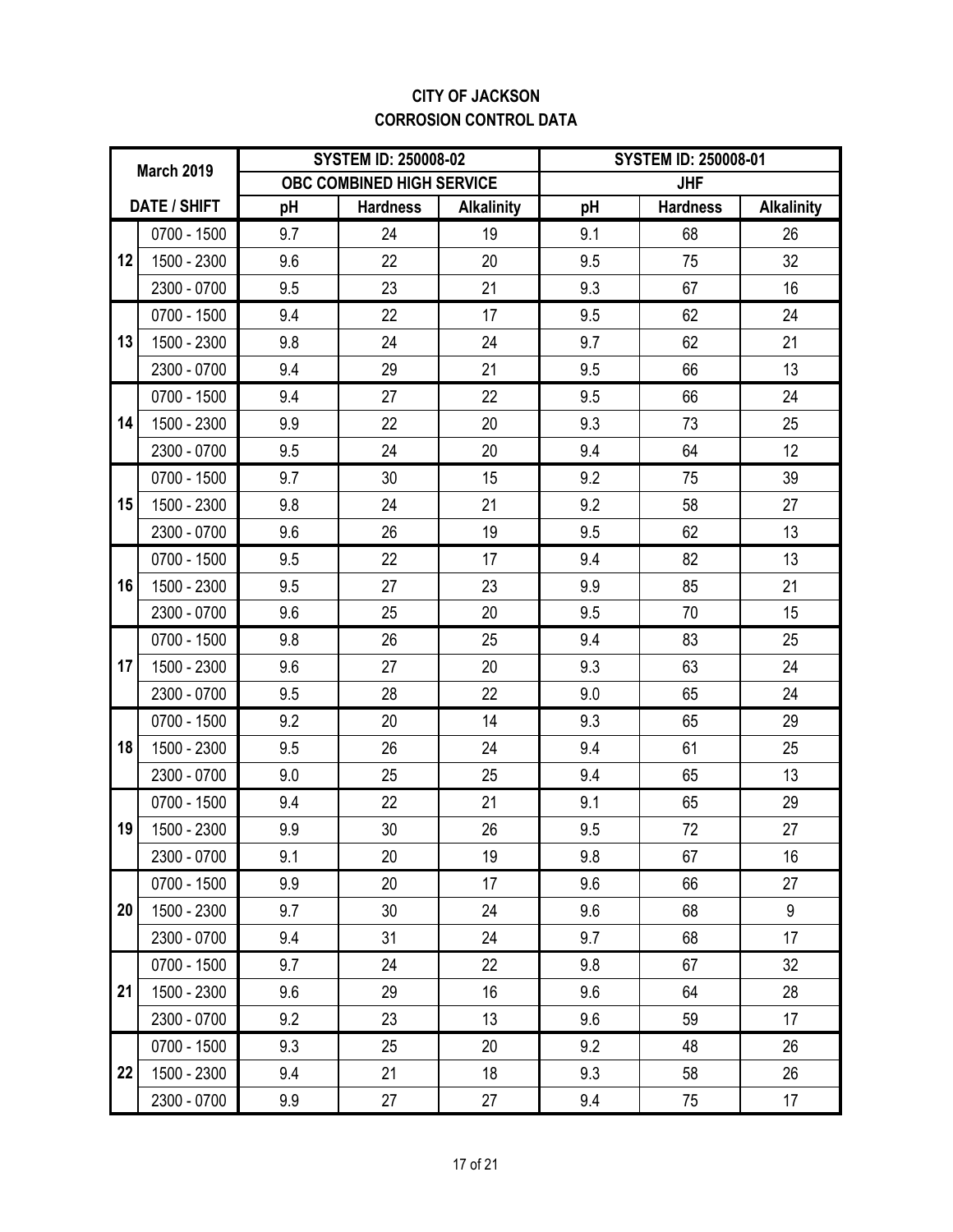# CITY OF JACKSON
## CORROSION CONTROL DATA

| March 2019 | | SYSTEM ID: 250008-02 | | | SYSTEM ID: 250008-01 | | |
|---|---|---|---|---|---|---|---|
| | | OBC COMBINED HIGH SERVICE | | | JHF | | |
| DATE / SHIFT | | pH | Hardness | Alkalinity | pH | Hardness | Alkalinity |
| 12 | 0700 - 1500 | 9.7 | 24 | 19 | 9.1 | 68 | 26 |
| | 1500 - 2300 | 9.6 | 22 | 20 | 9.5 | 75 | 32 |
| | 2300 - 0700 | 9.5 | 23 | 21 | 9.3 | 67 | 16 |
| 13 | 0700 - 1500 | 9.4 | 22 | 17 | 9.5 | 62 | 24 |
| | 1500 - 2300 | 9.8 | 24 | 24 | 9.7 | 62 | 21 |
| | 2300 - 0700 | 9.4 | 29 | 21 | 9.5 | 66 | 13 |
| 14 | 0700 - 1500 | 9.4 | 27 | 22 | 9.5 | 66 | 24 |
| | 1500 - 2300 | 9.9 | 22 | 20 | 9.3 | 73 | 25 |
| | 2300 - 0700 | 9.5 | 24 | 20 | 9.4 | 64 | 12 |
| 15 | 0700 - 1500 | 9.7 | 30 | 15 | 9.2 | 75 | 39 |
| | 1500 - 2300 | 9.8 | 24 | 21 | 9.2 | 58 | 27 |
| | 2300 - 0700 | 9.6 | 26 | 19 | 9.5 | 62 | 13 |
| 16 | 0700 - 1500 | 9.5 | 22 | 17 | 9.4 | 82 | 13 |
| | 1500 - 2300 | 9.5 | 27 | 23 | 9.9 | 85 | 21 |
| | 2300 - 0700 | 9.6 | 25 | 20 | 9.5 | 70 | 15 |
| 17 | 0700 - 1500 | 9.8 | 26 | 25 | 9.4 | 83 | 25 |
| | 1500 - 2300 | 9.6 | 27 | 20 | 9.3 | 63 | 24 |
| | 2300 - 0700 | 9.5 | 28 | 22 | 9.0 | 65 | 24 |
| 18 | 0700 - 1500 | 9.2 | 20 | 14 | 9.3 | 65 | 29 |
| | 1500 - 2300 | 9.5 | 26 | 24 | 9.4 | 61 | 25 |
| | 2300 - 0700 | 9.0 | 25 | 25 | 9.4 | 65 | 13 |
| 19 | 0700 - 1500 | 9.4 | 22 | 21 | 9.1 | 65 | 29 |
| | 1500 - 2300 | 9.9 | 30 | 26 | 9.5 | 72 | 27 |
| | 2300 - 0700 | 9.1 | 20 | 19 | 9.8 | 67 | 16 |
| 20 | 0700 - 1500 | 9.9 | 20 | 17 | 9.6 | 66 | 27 |
| | 1500 - 2300 | 9.7 | 30 | 24 | 9.6 | 68 | 9 |
| | 2300 - 0700 | 9.4 | 31 | 24 | 9.7 | 68 | 17 |
| 21 | 0700 - 1500 | 9.7 | 24 | 22 | 9.8 | 67 | 32 |
| | 1500 - 2300 | 9.6 | 29 | 16 | 9.6 | 64 | 28 |
| | 2300 - 0700 | 9.2 | 23 | 13 | 9.6 | 59 | 17 |
| 22 | 0700 - 1500 | 9.3 | 25 | 20 | 9.2 | 48 | 26 |
| | 1500 - 2300 | 9.4 | 21 | 18 | 9.3 | 58 | 26 |
| | 2300 - 0700 | 9.9 | 27 | 27 | 9.4 | 75 | 17 |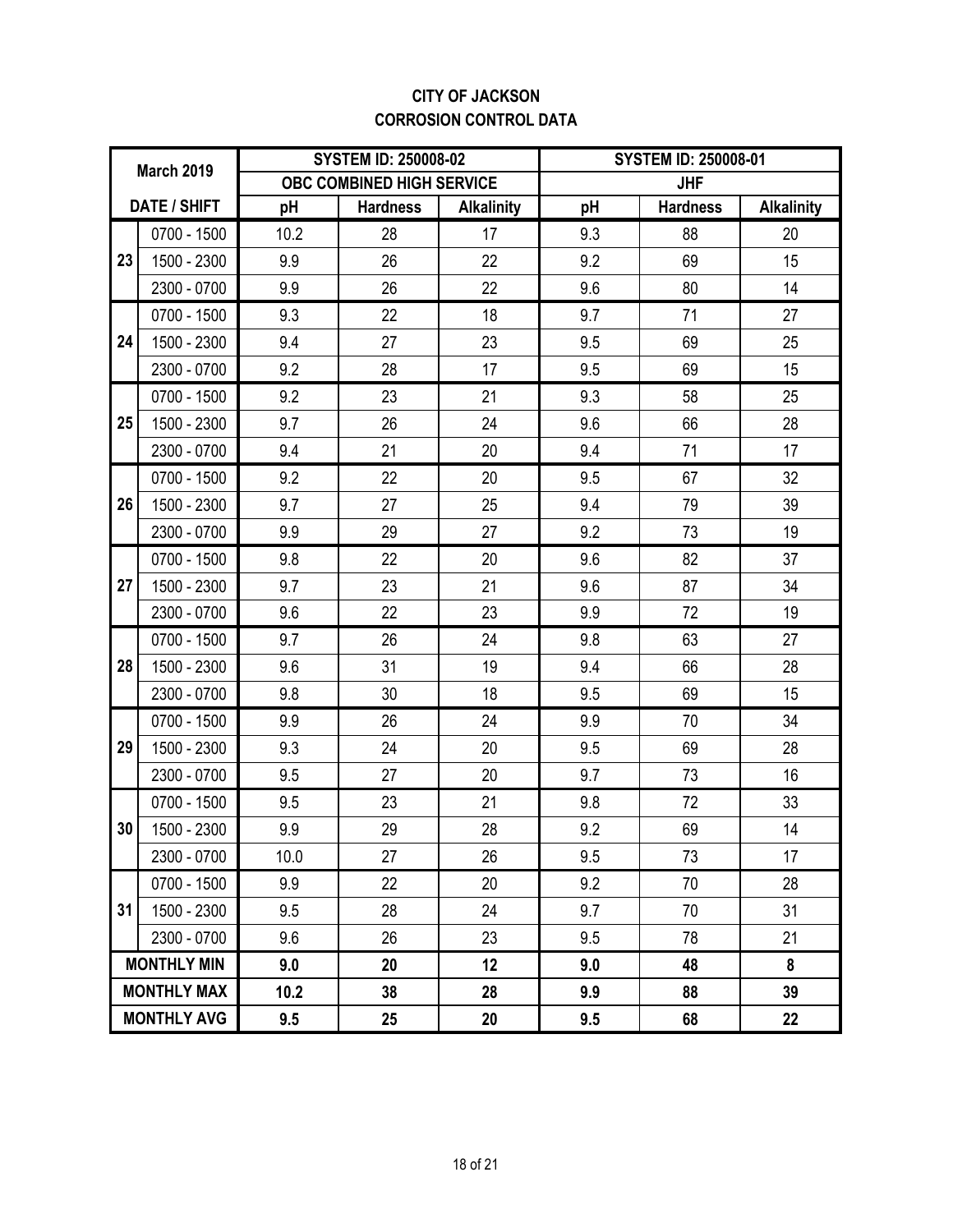**CITY OF JACKSON**
**CORROSION CONTROL DATA**

| March 2019 | | SYSTEM ID: 250008-02 | | | SYSTEM ID: 250008-01 | | |
|---|---|---|---|---|---|---|---|
| | | OBC COMBINED HIGH SERVICE | | | JHF | | |
| DATE / SHIFT | | pH | Hardness | Alkalinity | pH | Hardness | Alkalinity |
| 23 | 0700 - 1500 | 10.2 | 28 | 17 | 9.3 | 88 | 20 |
| | 1500 - 2300 | 9.9 | 26 | 22 | 9.2 | 69 | 15 |
| | 2300 - 0700 | 9.9 | 26 | 22 | 9.6 | 80 | 14 |
| 24 | 0700 - 1500 | 9.3 | 22 | 18 | 9.7 | 71 | 27 |
| | 1500 - 2300 | 9.4 | 27 | 23 | 9.5 | 69 | 25 |
| | 2300 - 0700 | 9.2 | 28 | 17 | 9.5 | 69 | 15 |
| 25 | 0700 - 1500 | 9.2 | 23 | 21 | 9.3 | 58 | 25 |
| | 1500 - 2300 | 9.7 | 26 | 24 | 9.6 | 66 | 28 |
| | 2300 - 0700 | 9.4 | 21 | 20 | 9.4 | 71 | 17 |
| 26 | 0700 - 1500 | 9.2 | 22 | 20 | 9.5 | 67 | 32 |
| | 1500 - 2300 | 9.7 | 27 | 25 | 9.4 | 79 | 39 |
| | 2300 - 0700 | 9.9 | 29 | 27 | 9.2 | 73 | 19 |
| 27 | 0700 - 1500 | 9.8 | 22 | 20 | 9.6 | 82 | 37 |
| | 1500 - 2300 | 9.7 | 23 | 21 | 9.6 | 87 | 34 |
| | 2300 - 0700 | 9.6 | 22 | 23 | 9.9 | 72 | 19 |
| 28 | 0700 - 1500 | 9.7 | 26 | 24 | 9.8 | 63 | 27 |
| | 1500 - 2300 | 9.6 | 31 | 19 | 9.4 | 66 | 28 |
| | 2300 - 0700 | 9.8 | 30 | 18 | 9.5 | 69 | 15 |
| 29 | 0700 - 1500 | 9.9 | 26 | 24 | 9.9 | 70 | 34 |
| | 1500 - 2300 | 9.3 | 24 | 20 | 9.5 | 69 | 28 |
| | 2300 - 0700 | 9.5 | 27 | 20 | 9.7 | 73 | 16 |
| 30 | 0700 - 1500 | 9.5 | 23 | 21 | 9.8 | 72 | 33 |
| | 1500 - 2300 | 9.9 | 29 | 28 | 9.2 | 69 | 14 |
| | 2300 - 0700 | 10.0 | 27 | 26 | 9.5 | 73 | 17 |
| 31 | 0700 - 1500 | 9.9 | 22 | 20 | 9.2 | 70 | 28 |
| | 1500 - 2300 | 9.5 | 28 | 24 | 9.7 | 70 | 31 |
| | 2300 - 0700 | 9.6 | 26 | 23 | 9.5 | 78 | 21 |
| **MONTHLY MIN** | | **9.0** | **20** | **12** | **9.0** | **48** | **8** |
| **MONTHLY MAX** | | **10.2** | **38** | **28** | **9.9** | **88** | **39** |
| **MONTHLY AVG** | | **9.5** | **25** | **20** | **9.5** | **68** | **22** |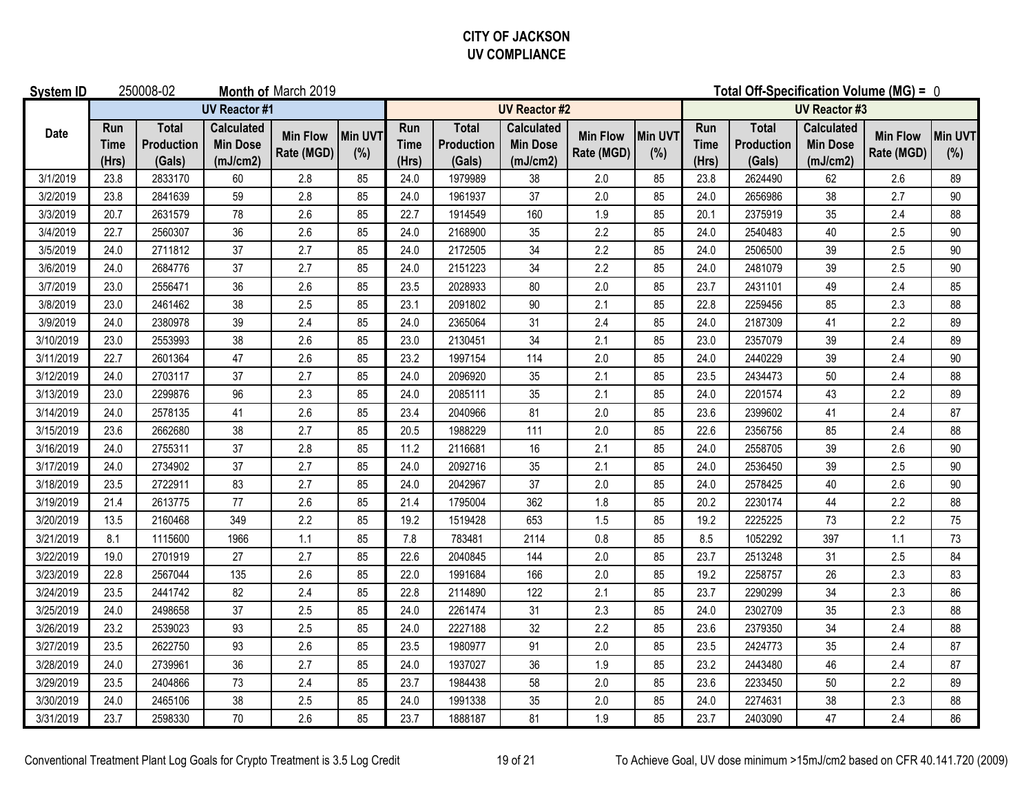# CITY OF JACKSON
## UV COMPLIANCE

**System ID** 250008-02 **Month of** March 2019 **Total Off-Specification Volume (MG) =** 0

| Date | UV Reactor #1 | | | | | UV Reactor #2 | | | | | UV Reactor #3 | | | | |
|---|---|---|---|---|---|---|---|---|---|---|---|---|---|---|---|
| | Run Time (Hrs) | Total Production (Gals) | Calculated Min Dose (mJ/cm2) | Min Flow Rate (MGD) | Min UVT (%) | Run Time (Hrs) | Total Production (Gals) | Calculated Min Dose (mJ/cm2) | Min Flow Rate (MGD) | Min UVT (%) | Run Time (Hrs) | Total Production (Gals) | Calculated Min Dose (mJ/cm2) | Min Flow Rate (MGD) | Min UVT (%) |
| 3/1/2019 | 23.8 | 2833170 | 60 | 2.8 | 85 | 24.0 | 1979989 | 38 | 2.0 | 85 | 23.8 | 2624490 | 62 | 2.6 | 89 |
| 3/2/2019 | 23.8 | 2841639 | 59 | 2.8 | 85 | 24.0 | 1961937 | 37 | 2.0 | 85 | 24.0 | 2656986 | 38 | 2.7 | 90 |
| 3/3/2019 | 20.7 | 2631579 | 78 | 2.6 | 85 | 22.7 | 1914549 | 160 | 1.9 | 85 | 20.1 | 2375919 | 35 | 2.4 | 88 |
| 3/4/2019 | 22.7 | 2560307 | 36 | 2.6 | 85 | 24.0 | 2168900 | 35 | 2.2 | 85 | 24.0 | 2540483 | 40 | 2.5 | 90 |
| 3/5/2019 | 24.0 | 2711812 | 37 | 2.7 | 85 | 24.0 | 2172505 | 34 | 2.2 | 85 | 24.0 | 2506500 | 39 | 2.5 | 90 |
| 3/6/2019 | 24.0 | 2684776 | 37 | 2.7 | 85 | 24.0 | 2151223 | 34 | 2.2 | 85 | 24.0 | 2481079 | 39 | 2.5 | 90 |
| 3/7/2019 | 23.0 | 2556471 | 36 | 2.6 | 85 | 23.5 | 2028933 | 80 | 2.0 | 85 | 23.7 | 2431101 | 49 | 2.4 | 85 |
| 3/8/2019 | 23.0 | 2461462 | 38 | 2.5 | 85 | 23.1 | 2091802 | 90 | 2.1 | 85 | 22.8 | 2259456 | 85 | 2.3 | 88 |
| 3/9/2019 | 24.0 | 2380978 | 39 | 2.4 | 85 | 24.0 | 2365064 | 31 | 2.4 | 85 | 24.0 | 2187309 | 41 | 2.2 | 89 |
| 3/10/2019 | 23.0 | 2553993 | 38 | 2.6 | 85 | 23.0 | 2130451 | 34 | 2.1 | 85 | 23.0 | 2357079 | 39 | 2.4 | 89 |
| 3/11/2019 | 22.7 | 2601364 | 47 | 2.6 | 85 | 23.2 | 1997154 | 114 | 2.0 | 85 | 24.0 | 2440229 | 39 | 2.4 | 90 |
| 3/12/2019 | 24.0 | 2703117 | 37 | 2.7 | 85 | 24.0 | 2096920 | 35 | 2.1 | 85 | 23.5 | 2434473 | 50 | 2.4 | 88 |
| 3/13/2019 | 23.0 | 2299876 | 96 | 2.3 | 85 | 24.0 | 2085111 | 35 | 2.1 | 85 | 24.0 | 2201574 | 43 | 2.2 | 89 |
| 3/14/2019 | 24.0 | 2578135 | 41 | 2.6 | 85 | 23.4 | 2040966 | 81 | 2.0 | 85 | 23.6 | 2399602 | 41 | 2.4 | 87 |
| 3/15/2019 | 23.6 | 2662680 | 38 | 2.7 | 85 | 20.5 | 1988229 | 111 | 2.0 | 85 | 22.6 | 2356756 | 85 | 2.4 | 88 |
| 3/16/2019 | 24.0 | 2755311 | 37 | 2.8 | 85 | 11.2 | 2116681 | 16 | 2.1 | 85 | 24.0 | 2558705 | 39 | 2.6 | 90 |
| 3/17/2019 | 24.0 | 2734902 | 37 | 2.7 | 85 | 24.0 | 2092716 | 35 | 2.1 | 85 | 24.0 | 2536450 | 39 | 2.5 | 90 |
| 3/18/2019 | 23.5 | 2722911 | 83 | 2.7 | 85 | 24.0 | 2042967 | 37 | 2.0 | 85 | 24.0 | 2578425 | 40 | 2.6 | 90 |
| 3/19/2019 | 21.4 | 2613775 | 77 | 2.6 | 85 | 21.4 | 1795004 | 362 | 1.8 | 85 | 20.2 | 2230174 | 44 | 2.2 | 88 |
| 3/20/2019 | 13.5 | 2160468 | 349 | 2.2 | 85 | 19.2 | 1519428 | 653 | 1.5 | 85 | 19.2 | 2225225 | 73 | 2.2 | 75 |
| 3/21/2019 | 8.1 | 1115600 | 1966 | 1.1 | 85 | 7.8 | 783481 | 2114 | 0.8 | 85 | 8.5 | 1052292 | 397 | 1.1 | 73 |
| 3/22/2019 | 19.0 | 2701919 | 27 | 2.7 | 85 | 22.6 | 2040845 | 144 | 2.0 | 85 | 23.7 | 2513248 | 31 | 2.5 | 84 |
| 3/23/2019 | 22.8 | 2567044 | 135 | 2.6 | 85 | 22.0 | 1991684 | 166 | 2.0 | 85 | 19.2 | 2258757 | 26 | 2.3 | 83 |
| 3/24/2019 | 23.5 | 2441742 | 82 | 2.4 | 85 | 22.8 | 2114890 | 122 | 2.1 | 85 | 23.7 | 2290299 | 34 | 2.3 | 86 |
| 3/25/2019 | 24.0 | 2498658 | 37 | 2.5 | 85 | 24.0 | 2261474 | 31 | 2.3 | 85 | 24.0 | 2302709 | 35 | 2.3 | 88 |
| 3/26/2019 | 23.2 | 2539023 | 93 | 2.5 | 85 | 24.0 | 2227188 | 32 | 2.2 | 85 | 23.6 | 2379350 | 34 | 2.4 | 88 |
| 3/27/2019 | 23.5 | 2622750 | 93 | 2.6 | 85 | 23.5 | 1980977 | 91 | 2.0 | 85 | 23.5 | 2424773 | 35 | 2.4 | 87 |
| 3/28/2019 | 24.0 | 2739961 | 36 | 2.7 | 85 | 24.0 | 1937027 | 36 | 1.9 | 85 | 23.2 | 2443480 | 46 | 2.4 | 87 |
| 3/29/2019 | 23.5 | 2404866 | 73 | 2.4 | 85 | 23.7 | 1984438 | 58 | 2.0 | 85 | 23.6 | 2233450 | 50 | 2.2 | 89 |
| 3/30/2019 | 24.0 | 2465106 | 38 | 2.5 | 85 | 24.0 | 1991338 | 35 | 2.0 | 85 | 24.0 | 2274631 | 38 | 2.3 | 88 |
| 3/31/2019 | 23.7 | 2598330 | 70 | 2.6 | 85 | 23.7 | 1888187 | 81 | 1.9 | 85 | 23.7 | 2403090 | 47 | 2.4 | 86 |

Conventional Treatment Plant Log Goals for Crypto Treatment is 3.5 Log Credit

To Achieve Goal, UV dose minimum >15mJ/cm2 based on CFR 40.141.720 (2009)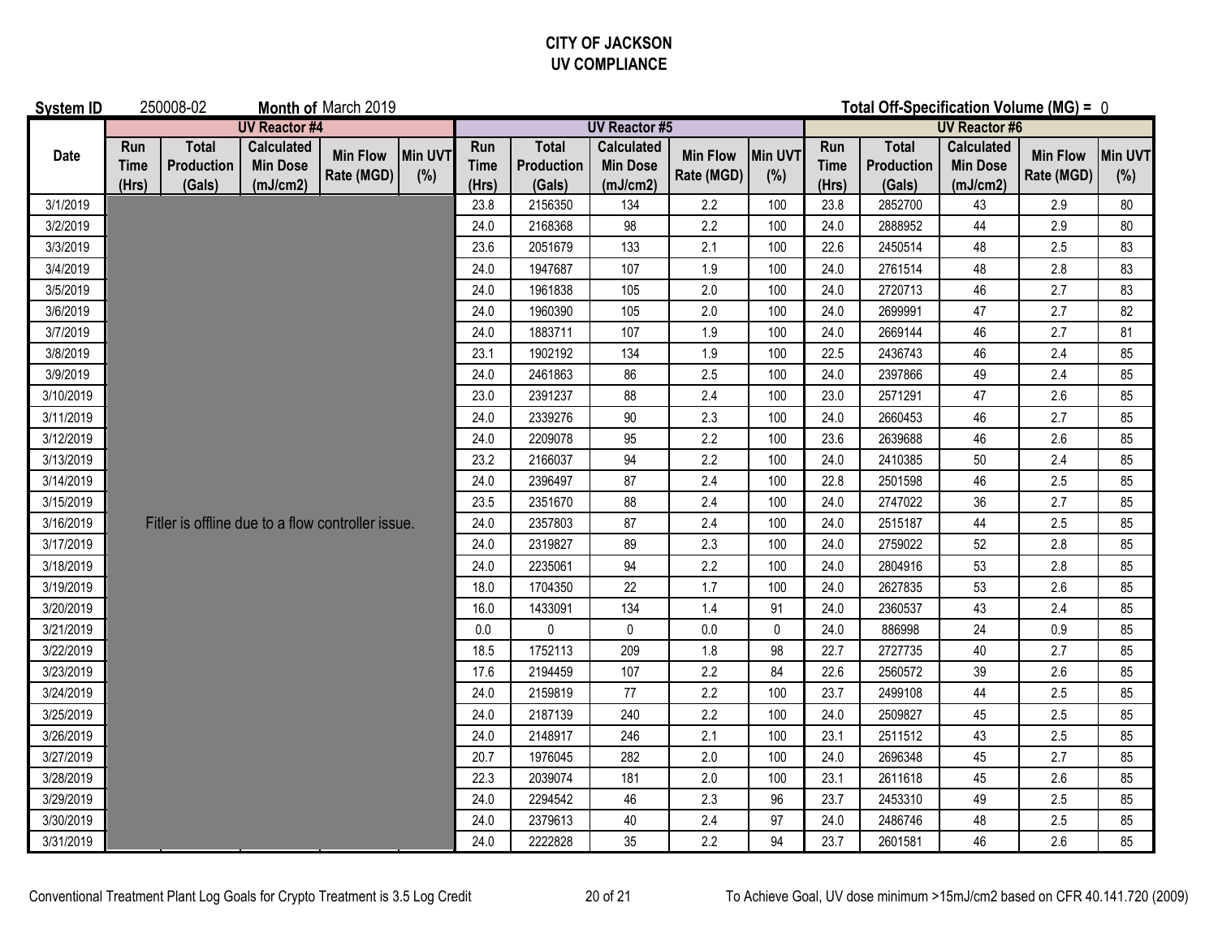**CITY OF JACKSON**
**UV COMPLIANCE**

**System ID** 250008-02 **Month of** March 2019 **Total Off-Specification Volume (MG) =** 0

| Date | UV Reactor #4 | | | | | UV Reactor #5 | | | | | UV Reactor #6 | | | | |
|---|---|---|---|---|---|---|---|---|---|---|---|---|---|---|---|
| | Run Time (Hrs) | Total Production (Gals) | Calculated Min Dose (mJ/cm2) | Min Flow Rate (MGD) | Min UVT (%) | Run Time (Hrs) | Total Production (Gals) | Calculated Min Dose (mJ/cm2) | Min Flow Rate (MGD) | Min UVT (%) | Run Time (Hrs) | Total Production (Gals) | Calculated Min Dose (mJ/cm2) | Min Flow Rate (MGD) | Min UVT (%) |
| 3/1/2019 | Fitler is offline due to a flow controller issue. | | | | | 23.8 | 2156350 | 134 | 2.2 | 100 | 23.8 | 2852700 | 43 | 2.9 | 80 |
| 3/2/2019 | | | | | | 24.0 | 2168368 | 98 | 2.2 | 100 | 24.0 | 2888952 | 44 | 2.9 | 80 |
| 3/3/2019 | | | | | | 23.6 | 2051679 | 133 | 2.1 | 100 | 22.6 | 2450514 | 48 | 2.5 | 83 |
| 3/4/2019 | | | | | | 24.0 | 1947687 | 107 | 1.9 | 100 | 24.0 | 2761514 | 48 | 2.8 | 83 |
| 3/5/2019 | | | | | | 24.0 | 1961838 | 105 | 2.0 | 100 | 24.0 | 2720713 | 46 | 2.7 | 83 |
| 3/6/2019 | | | | | | 24.0 | 1960390 | 105 | 2.0 | 100 | 24.0 | 2699991 | 47 | 2.7 | 82 |
| 3/7/2019 | | | | | | 24.0 | 1883711 | 107 | 1.9 | 100 | 24.0 | 2669144 | 46 | 2.7 | 81 |
| 3/8/2019 | | | | | | 23.1 | 1902192 | 134 | 1.9 | 100 | 22.5 | 2436743 | 46 | 2.4 | 85 |
| 3/9/2019 | | | | | | 24.0 | 2461863 | 86 | 2.5 | 100 | 24.0 | 2397866 | 49 | 2.4 | 85 |
| 3/10/2019 | | | | | | 23.0 | 2391237 | 88 | 2.4 | 100 | 23.0 | 2571291 | 47 | 2.6 | 85 |
| 3/11/2019 | | | | | | 24.0 | 2339276 | 90 | 2.3 | 100 | 24.0 | 2660453 | 46 | 2.7 | 85 |
| 3/12/2019 | | | | | | 24.0 | 2209078 | 95 | 2.2 | 100 | 23.6 | 2639688 | 46 | 2.6 | 85 |
| 3/13/2019 | | | | | | 23.2 | 2166037 | 94 | 2.2 | 100 | 24.0 | 2410385 | 50 | 2.4 | 85 |
| 3/14/2019 | | | | | | 24.0 | 2396497 | 87 | 2.4 | 100 | 22.8 | 2501598 | 46 | 2.5 | 85 |
| 3/15/2019 | | | | | | 23.5 | 2351670 | 88 | 2.4 | 100 | 24.0 | 2747022 | 36 | 2.7 | 85 |
| 3/16/2019 | | | | | | 24.0 | 2357803 | 87 | 2.4 | 100 | 24.0 | 2515187 | 44 | 2.5 | 85 |
| 3/17/2019 | | | | | | 24.0 | 2319827 | 89 | 2.3 | 100 | 24.0 | 2759022 | 52 | 2.8 | 85 |
| 3/18/2019 | | | | | | 24.0 | 2235061 | 94 | 2.2 | 100 | 24.0 | 2804916 | 53 | 2.8 | 85 |
| 3/19/2019 | | | | | | 18.0 | 1704350 | 22 | 1.7 | 100 | 24.0 | 2627835 | 53 | 2.6 | 85 |
| 3/20/2019 | | | | | | 16.0 | 1433091 | 134 | 1.4 | 91 | 24.0 | 2360537 | 43 | 2.4 | 85 |
| 3/21/2019 | | | | | | 0.0 | 0 | 0 | 0.0 | 0 | 24.0 | 886998 | 24 | 0.9 | 85 |
| 3/22/2019 | | | | | | 18.5 | 1752113 | 209 | 1.8 | 98 | 22.7 | 2727735 | 40 | 2.7 | 85 |
| 3/23/2019 | | | | | | 17.6 | 2194459 | 107 | 2.2 | 84 | 22.6 | 2560572 | 39 | 2.6 | 85 |
| 3/24/2019 | | | | | | 24.0 | 2159819 | 77 | 2.2 | 100 | 23.7 | 2499108 | 44 | 2.5 | 85 |
| 3/25/2019 | | | | | | 24.0 | 2187139 | 240 | 2.2 | 100 | 24.0 | 2509827 | 45 | 2.5 | 85 |
| 3/26/2019 | | | | | | 24.0 | 2148917 | 246 | 2.1 | 100 | 23.1 | 2511512 | 43 | 2.5 | 85 |
| 3/27/2019 | | | | | | 20.7 | 1976045 | 282 | 2.0 | 100 | 24.0 | 2696348 | 45 | 2.7 | 85 |
| 3/28/2019 | | | | | | 22.3 | 2039074 | 181 | 2.0 | 100 | 23.1 | 2611618 | 45 | 2.6 | 85 |
| 3/29/2019 | | | | | | 24.0 | 2294542 | 46 | 2.3 | 96 | 23.7 | 2453310 | 49 | 2.5 | 85 |
| 3/30/2019 | | | | | | 24.0 | 2379613 | 40 | 2.4 | 97 | 24.0 | 2486746 | 48 | 2.5 | 85 |
| 3/31/2019 | | | | | | 24.0 | 2222828 | 35 | 2.2 | 94 | 23.7 | 2601581 | 46 | 2.6 | 85 |

Conventional Treatment Plant Log Goals for Crypto Treatment is 3.5 Log Credit

To Achieve Goal, UV dose minimum >15mJ/cm2 based on CFR 40.141.720 (2009)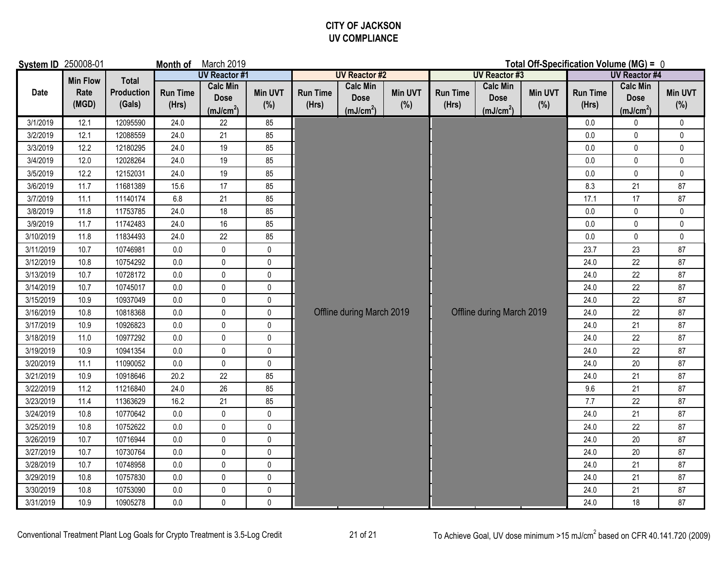# CITY OF JACKSON
## UV COMPLIANCE

**System ID** 250008-01 **Month of** March 2019 **Total Off-Specification Volume (MG) =** 0

| Date | Min Flow Rate (MGD) | Total Production (Gals) | UV Reactor #1 | | | UV Reactor #2 | | | UV Reactor #3 | | | UV Reactor #4 | | |
|---|---|---|---|---|---|---|---|---|---|---|---|---|---|---|
| | | | Run Time (Hrs) | Calc Min Dose ($mJ/cm^2$) | Min UVT (%) | Run Time (Hrs) | Calc Min Dose ($mJ/cm^2$) | Min UVT (%) | Run Time (Hrs) | Calc Min Dose ($mJ/cm^2$) | Min UVT (%) | Run Time (Hrs) | Calc Min Dose ($mJ/cm^2$) | Min UVT (%) |
| 3/1/2019 | 12.1 | 12095590 | 24.0 | 22 | 85 | Offline during March 2019 | | | Offline during March 2019 | | | 0.0 | 0 | 0 |
| 3/2/2019 | 12.1 | 12088559 | 24.0 | 21 | 85 | | | | | | | 0.0 | 0 | 0 |
| 3/3/2019 | 12.2 | 12180295 | 24.0 | 19 | 85 | | | | | | | 0.0 | 0 | 0 |
| 3/4/2019 | 12.0 | 12028264 | 24.0 | 19 | 85 | | | | | | | 0.0 | 0 | 0 |
| 3/5/2019 | 12.2 | 12152031 | 24.0 | 19 | 85 | | | | | | | 0.0 | 0 | 0 |
| 3/6/2019 | 11.7 | 11681389 | 15.6 | 17 | 85 | | | | | | | 8.3 | 21 | 87 |
| 3/7/2019 | 11.1 | 11140174 | 6.8 | 21 | 85 | | | | | | | 17.1 | 17 | 87 |
| 3/8/2019 | 11.8 | 11753785 | 24.0 | 18 | 85 | | | | | | | 0.0 | 0 | 0 |
| 3/9/2019 | 11.7 | 11742483 | 24.0 | 16 | 85 | | | | | | | 0.0 | 0 | 0 |
| 3/10/2019 | 11.8 | 11834493 | 24.0 | 22 | 85 | | | | | | | 0.0 | 0 | 0 |
| 3/11/2019 | 10.7 | 10746981 | 0.0 | 0 | 0 | | | | | | | 23.7 | 23 | 87 |
| 3/12/2019 | 10.8 | 10754292 | 0.0 | 0 | 0 | | | | | | | 24.0 | 22 | 87 |
| 3/13/2019 | 10.7 | 10728172 | 0.0 | 0 | 0 | | | | | | | 24.0 | 22 | 87 |
| 3/14/2019 | 10.7 | 10745017 | 0.0 | 0 | 0 | | | | | | | 24.0 | 22 | 87 |
| 3/15/2019 | 10.9 | 10937049 | 0.0 | 0 | 0 | | | | | | | 24.0 | 22 | 87 |
| 3/16/2019 | 10.8 | 10818368 | 0.0 | 0 | 0 | | | | | | | 24.0 | 22 | 87 |
| 3/17/2019 | 10.9 | 10926823 | 0.0 | 0 | 0 | | | | | | | 24.0 | 21 | 87 |
| 3/18/2019 | 11.0 | 10977292 | 0.0 | 0 | 0 | | | | | | | 24.0 | 22 | 87 |
| 3/19/2019 | 10.9 | 10941354 | 0.0 | 0 | 0 | | | | | | | 24.0 | 22 | 87 |
| 3/20/2019 | 11.1 | 11090052 | 0.0 | 0 | 0 | | | | | | | 24.0 | 20 | 87 |
| 3/21/2019 | 10.9 | 10918646 | 20.2 | 22 | 85 | | | | | | | 24.0 | 21 | 87 |
| 3/22/2019 | 11.2 | 11216840 | 24.0 | 26 | 85 | | | | | | | 9.6 | 21 | 87 |
| 3/23/2019 | 11.4 | 11363629 | 16.2 | 21 | 85 | | | | | | | 7.7 | 22 | 87 |
| 3/24/2019 | 10.8 | 10770642 | 0.0 | 0 | 0 | | | | | | | 24.0 | 21 | 87 |
| 3/25/2019 | 10.8 | 10752622 | 0.0 | 0 | 0 | | | | | | | 24.0 | 22 | 87 |
| 3/26/2019 | 10.7 | 10716944 | 0.0 | 0 | 0 | | | | | | | 24.0 | 20 | 87 |
| 3/27/2019 | 10.7 | 10730764 | 0.0 | 0 | 0 | | | | | | | 24.0 | 20 | 87 |
| 3/28/2019 | 10.7 | 10748958 | 0.0 | 0 | 0 | | | | | | | 24.0 | 21 | 87 |
| 3/29/2019 | 10.8 | 10757830 | 0.0 | 0 | 0 | | | | | | | 24.0 | 21 | 87 |
| 3/30/2019 | 10.8 | 10753090 | 0.0 | 0 | 0 | | | | | | | 24.0 | 21 | 87 |
| 3/31/2019 | 10.9 | 10905278 | 0.0 | 0 | 0 | | | | | | | 24.0 | 18 | 87 |

Conventional Treatment Plant Log Goals for Crypto Treatment is 3.5-Log Credit

To Achieve Goal, UV dose minimum >15 $mJ/cm^2$ based on CFR 40.141.720 (2009)